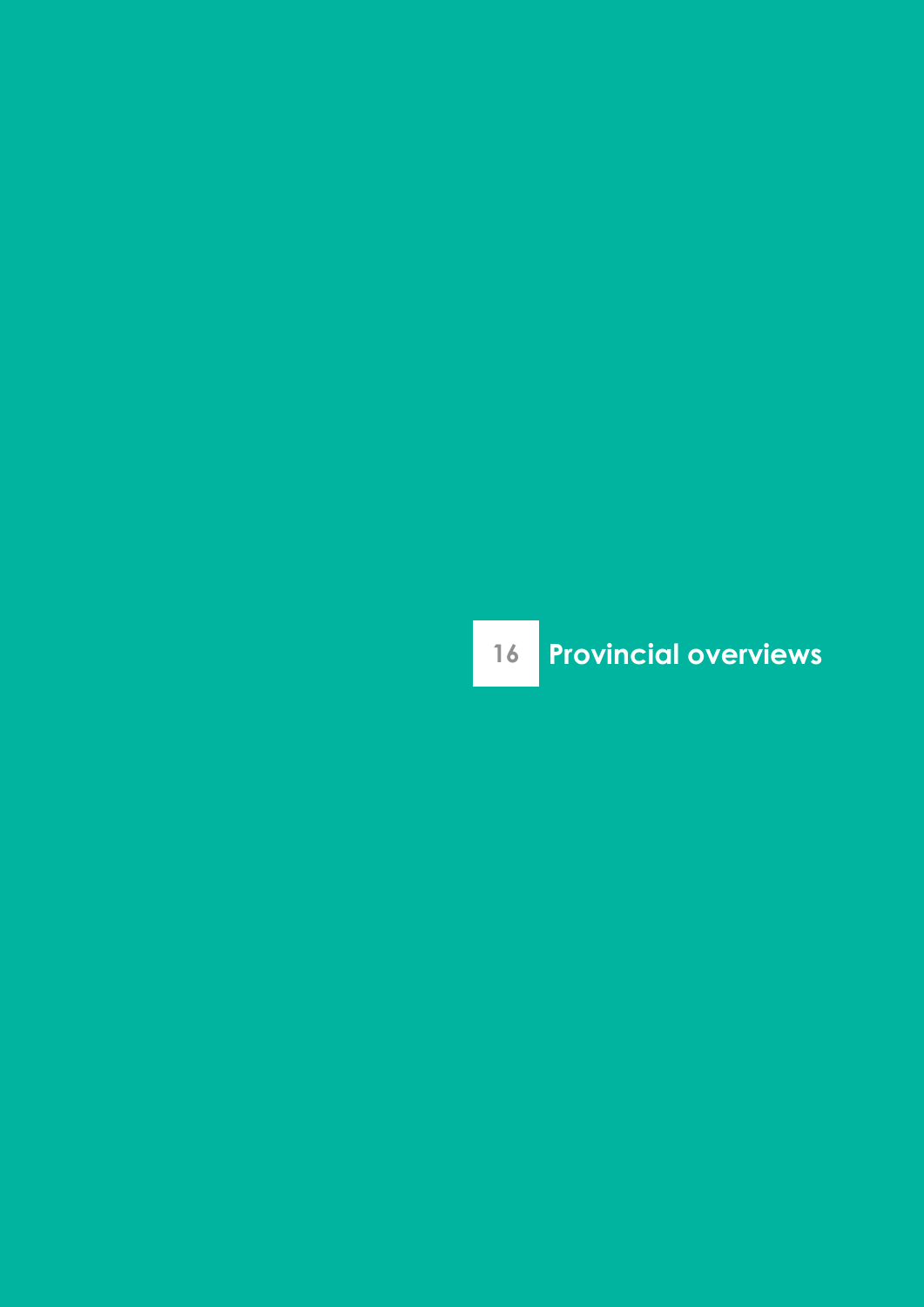# 16 Provincial overviews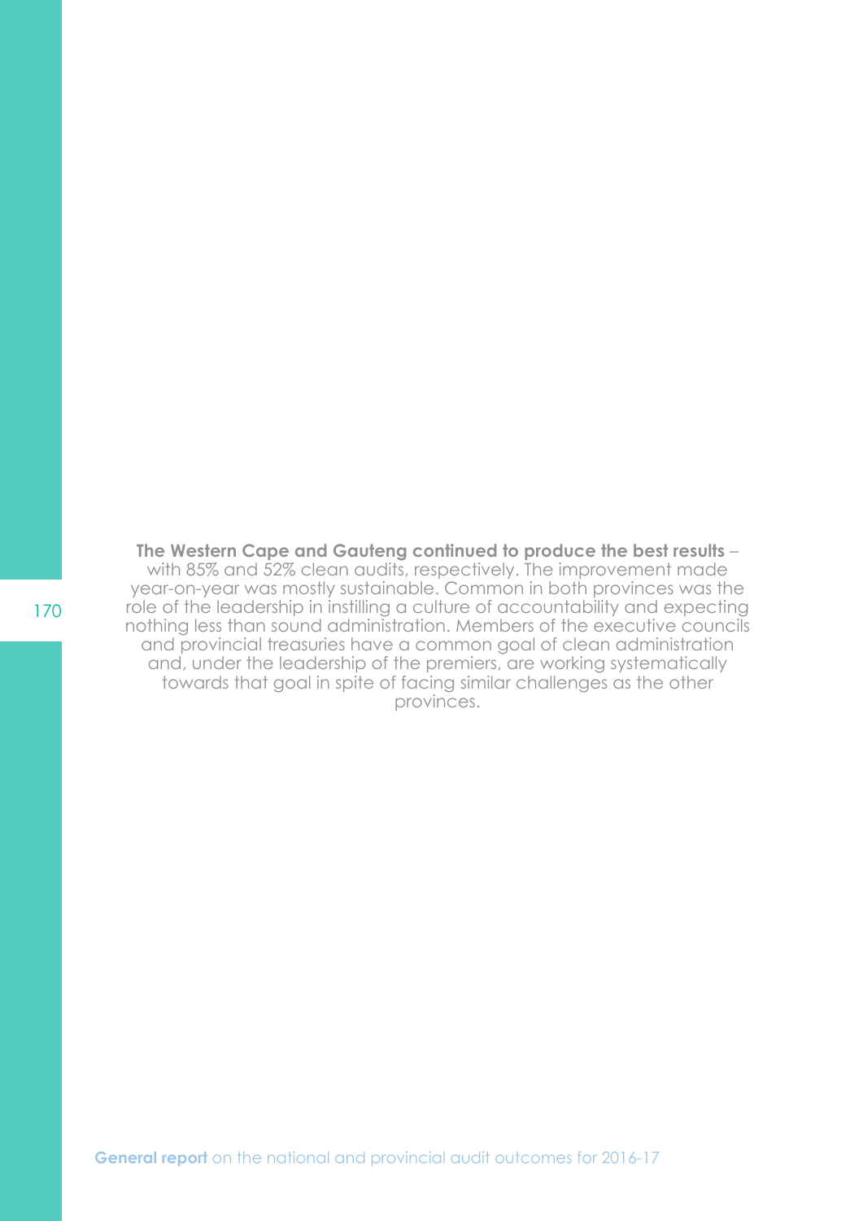**The Western Cape and Gauteng continued to produce the best results** – with 85% and 52% clean audits, respectively. The improvement made year-on-year was mostly sustainable. Common in both provinces was the role of the leadership in instilling a culture of accountability and expecting nothing less than sound administration. Members of the executive councils and provincial treasuries have a common goal of clean administration and, under the leadership of the premiers, are working systematically towards that goal in spite of facing similar challenges as the other provinces.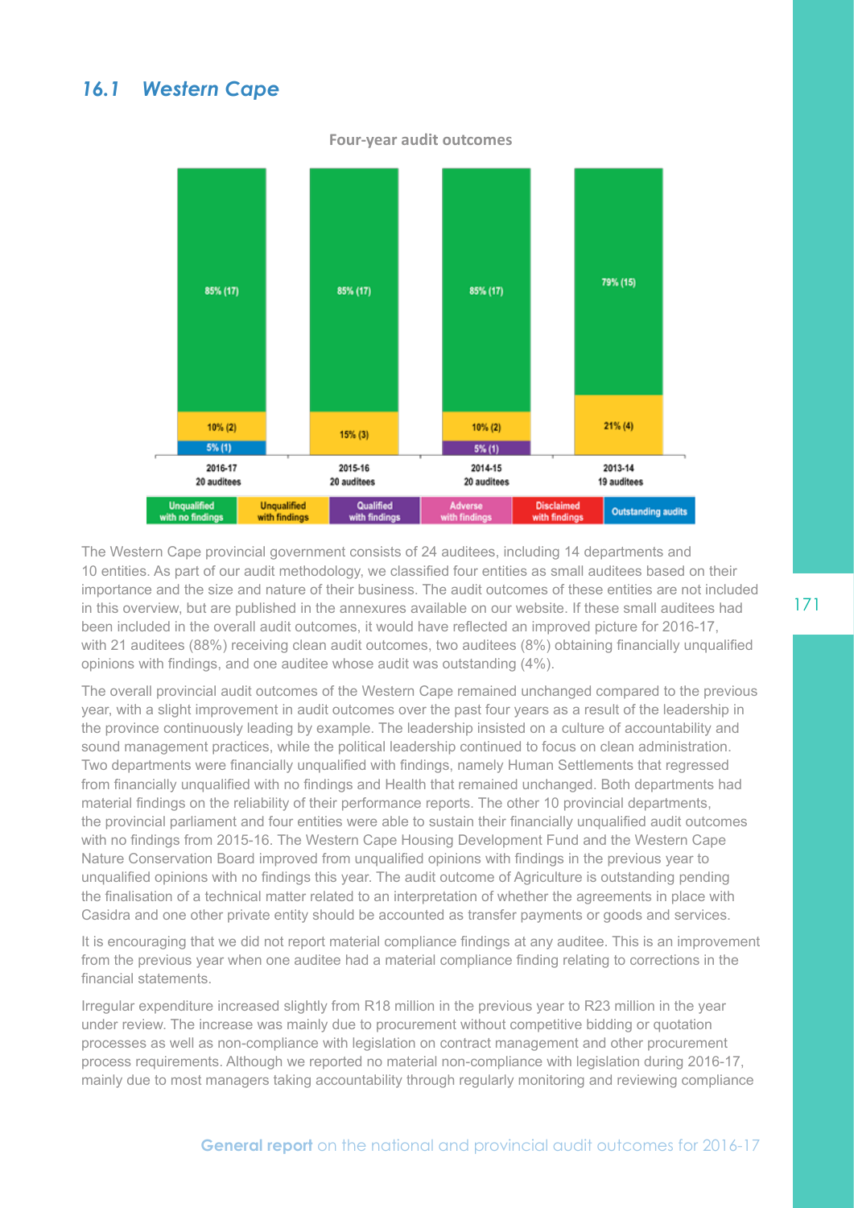## 16.1 *Western Cape*

**Four-year audit outcomes**

| | 2016-17 (20 auditees) | 2015-16 (20 auditees) | 2014-15 (20 auditees) | 2013-14 (19 auditees) |
|---|---|---|---|---|
| Unqualified with no findings | 85% (17) | 85% (17) | 85% (17) | 79% (15) |
| Unqualified with findings | 10% (2) | 15% (3) | 10% (2) | 21% (4) |
| Qualified with findings | | | 5% (1) | |
| Adverse with findings | | | | |
| Disclaimed with findings | | | | |
| Outstanding audits | 5% (1) | | | |

The Western Cape provincial government consists of 24 auditees, including 14 departments and 10 entities. As part of our audit methodology, we classified four entities as small auditees based on their importance and the size and nature of their business. The audit outcomes of these entities are not included in this overview, but are published in the annexures available on our website. If these small auditees had been included in the overall audit outcomes, it would have reflected an improved picture for 2016-17, with 21 auditees (88%) receiving clean audit outcomes, two auditees (8%) obtaining financially unqualified opinions with findings, and one auditee whose audit was outstanding (4%).

The overall provincial audit outcomes of the Western Cape remained unchanged compared to the previous year, with a slight improvement in audit outcomes over the past four years as a result of the leadership in the province continuously leading by example. The leadership insisted on a culture of accountability and sound management practices, while the political leadership continued to focus on clean administration. Two departments were financially unqualified with findings, namely Human Settlements that regressed from financially unqualified with no findings and Health that remained unchanged. Both departments had material findings on the reliability of their performance reports. The other 10 provincial departments, the provincial parliament and four entities were able to sustain their financially unqualified audit outcomes with no findings from 2015-16. The Western Cape Housing Development Fund and the Western Cape Nature Conservation Board improved from unqualified opinions with findings in the previous year to unqualified opinions with no findings this year. The audit outcome of Agriculture is outstanding pending the finalisation of a technical matter related to an interpretation of whether the agreements in place with Casidra and one other private entity should be accounted as transfer payments or goods and services.

It is encouraging that we did not report material compliance findings at any auditee. This is an improvement from the previous year when one auditee had a material compliance finding relating to corrections in the financial statements.

Irregular expenditure increased slightly from R18 million in the previous year to R23 million in the year under review. The increase was mainly due to procurement without competitive bidding or quotation processes as well as non-compliance with legislation on contract management and other procurement process requirements. Although we reported no material non-compliance with legislation during 2016-17, mainly due to most managers taking accountability through regularly monitoring and reviewing compliance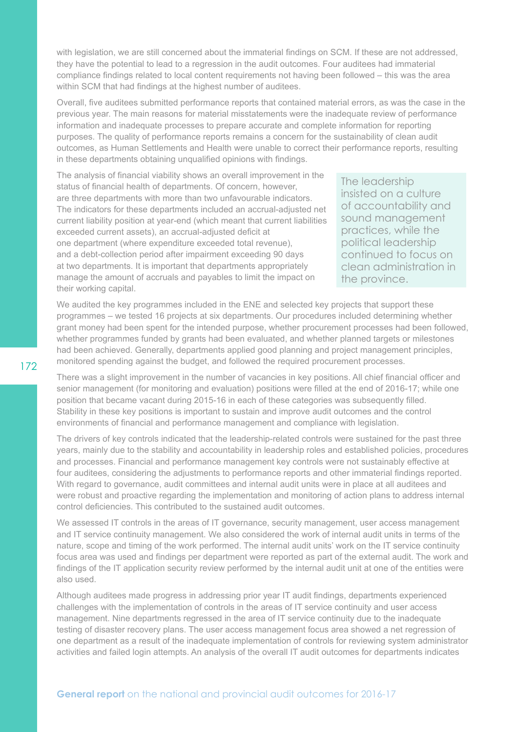with legislation, we are still concerned about the immaterial findings on SCM. If these are not addressed, they have the potential to lead to a regression in the audit outcomes. Four auditees had immaterial compliance findings related to local content requirements not having been followed – this was the area within SCM that had findings at the highest number of auditees.

Overall, five auditees submitted performance reports that contained material errors, as was the case in the previous year. The main reasons for material misstatements were the inadequate review of performance information and inadequate processes to prepare accurate and complete information for reporting purposes. The quality of performance reports remains a concern for the sustainability of clean audit outcomes, as Human Settlements and Health were unable to correct their performance reports, resulting in these departments obtaining unqualified opinions with findings.

The analysis of financial viability shows an overall improvement in the status of financial health of departments. Of concern, however, are three departments with more than two unfavourable indicators. The indicators for these departments included an accrual-adjusted net current liability position at year-end (which meant that current liabilities exceeded current assets), an accrual-adjusted deficit at one department (where expenditure exceeded total revenue), and a debt-collection period after impairment exceeding 90 days at two departments. It is important that departments appropriately manage the amount of accruals and payables to limit the impact on their working capital.

> The leadership insisted on a culture of accountability and sound management practices, while the political leadership continued to focus on clean administration in the province.

We audited the key programmes included in the ENE and selected key projects that support these programmes – we tested 16 projects at six departments. Our procedures included determining whether grant money had been spent for the intended purpose, whether procurement processes had been followed, whether programmes funded by grants had been evaluated, and whether planned targets or milestones had been achieved. Generally, departments applied good planning and project management principles, monitored spending against the budget, and followed the required procurement processes.

There was a slight improvement in the number of vacancies in key positions. All chief financial officer and senior management (for monitoring and evaluation) positions were filled at the end of 2016-17; while one position that became vacant during 2015-16 in each of these categories was subsequently filled. Stability in these key positions is important to sustain and improve audit outcomes and the control environments of financial and performance management and compliance with legislation.

The drivers of key controls indicated that the leadership-related controls were sustained for the past three years, mainly due to the stability and accountability in leadership roles and established policies, procedures and processes. Financial and performance management key controls were not sustainably effective at four auditees, considering the adjustments to performance reports and other immaterial findings reported. With regard to governance, audit committees and internal audit units were in place at all auditees and were robust and proactive regarding the implementation and monitoring of action plans to address internal control deficiencies. This contributed to the sustained audit outcomes.

We assessed IT controls in the areas of IT governance, security management, user access management and IT service continuity management. We also considered the work of internal audit units in terms of the nature, scope and timing of the work performed. The internal audit units' work on the IT service continuity focus area was used and findings per department were reported as part of the external audit. The work and findings of the IT application security review performed by the internal audit unit at one of the entities were also used.

Although auditees made progress in addressing prior year IT audit findings, departments experienced challenges with the implementation of controls in the areas of IT service continuity and user access management. Nine departments regressed in the area of IT service continuity due to the inadequate testing of disaster recovery plans. The user access management focus area showed a net regression of one department as a result of the inadequate implementation of controls for reviewing system administrator activities and failed login attempts. An analysis of the overall IT audit outcomes for departments indicates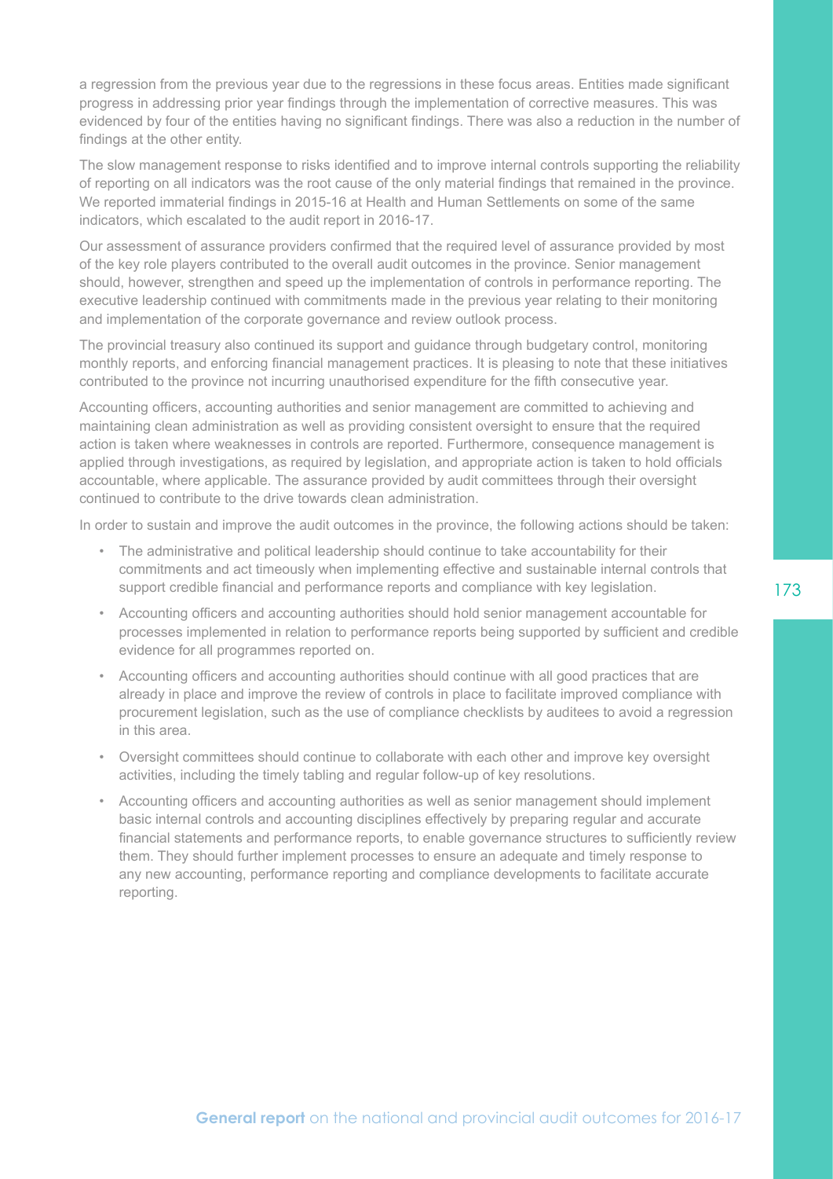a regression from the previous year due to the regressions in these focus areas. Entities made significant progress in addressing prior year findings through the implementation of corrective measures. This was evidenced by four of the entities having no significant findings. There was also a reduction in the number of findings at the other entity.

The slow management response to risks identified and to improve internal controls supporting the reliability of reporting on all indicators was the root cause of the only material findings that remained in the province. We reported immaterial findings in 2015-16 at Health and Human Settlements on some of the same indicators, which escalated to the audit report in 2016-17.

Our assessment of assurance providers confirmed that the required level of assurance provided by most of the key role players contributed to the overall audit outcomes in the province. Senior management should, however, strengthen and speed up the implementation of controls in performance reporting. The executive leadership continued with commitments made in the previous year relating to their monitoring and implementation of the corporate governance and review outlook process.

The provincial treasury also continued its support and guidance through budgetary control, monitoring monthly reports, and enforcing financial management practices. It is pleasing to note that these initiatives contributed to the province not incurring unauthorised expenditure for the fifth consecutive year.

Accounting officers, accounting authorities and senior management are committed to achieving and maintaining clean administration as well as providing consistent oversight to ensure that the required action is taken where weaknesses in controls are reported. Furthermore, consequence management is applied through investigations, as required by legislation, and appropriate action is taken to hold officials accountable, where applicable. The assurance provided by audit committees through their oversight continued to contribute to the drive towards clean administration.

In order to sustain and improve the audit outcomes in the province, the following actions should be taken:

- The administrative and political leadership should continue to take accountability for their commitments and act timeously when implementing effective and sustainable internal controls that support credible financial and performance reports and compliance with key legislation.
- Accounting officers and accounting authorities should hold senior management accountable for processes implemented in relation to performance reports being supported by sufficient and credible evidence for all programmes reported on.
- Accounting officers and accounting authorities should continue with all good practices that are already in place and improve the review of controls in place to facilitate improved compliance with procurement legislation, such as the use of compliance checklists by auditees to avoid a regression in this area.
- Oversight committees should continue to collaborate with each other and improve key oversight activities, including the timely tabling and regular follow-up of key resolutions.
- Accounting officers and accounting authorities as well as senior management should implement basic internal controls and accounting disciplines effectively by preparing regular and accurate financial statements and performance reports, to enable governance structures to sufficiently review them. They should further implement processes to ensure an adequate and timely response to any new accounting, performance reporting and compliance developments to facilitate accurate reporting.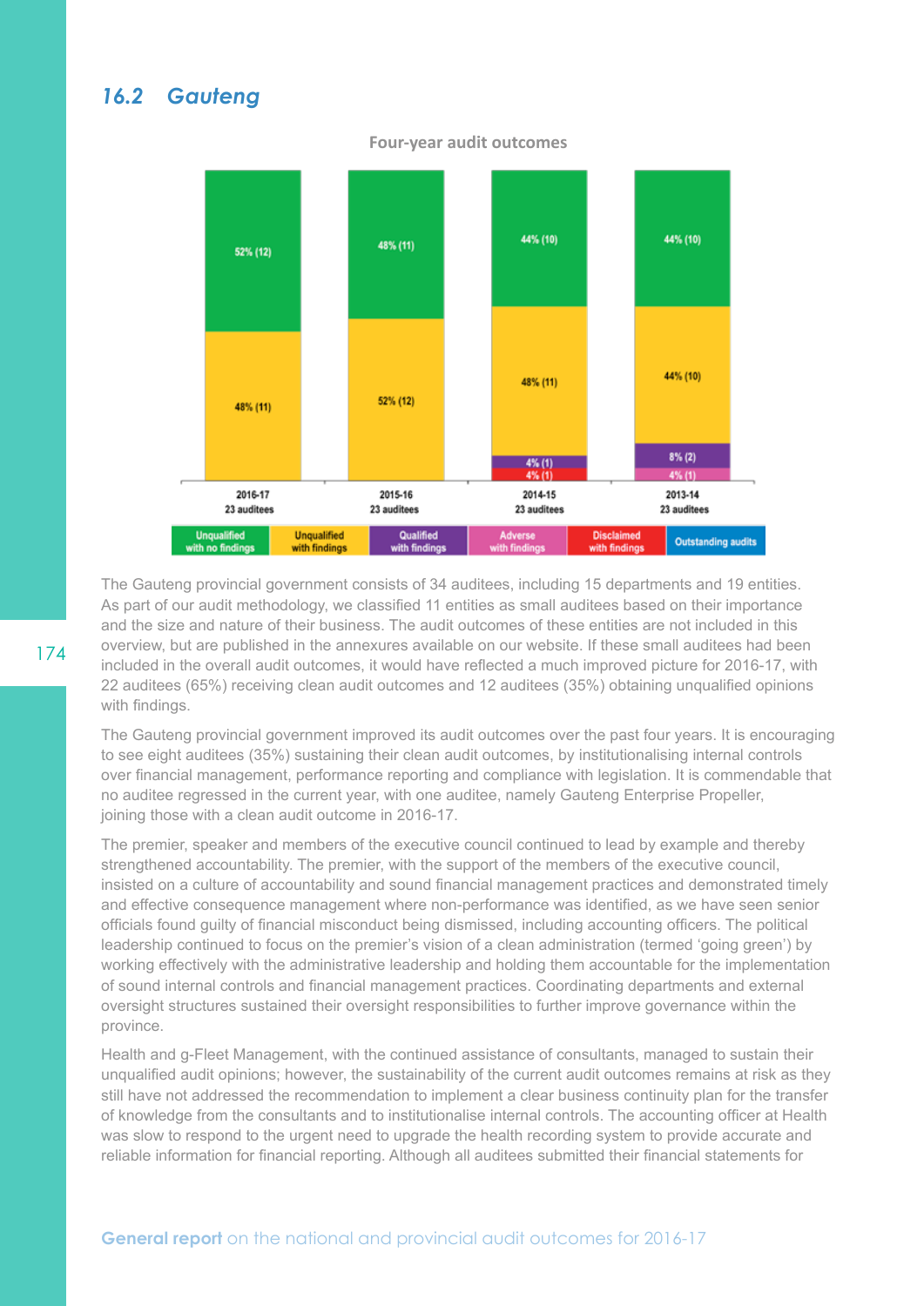## 16.2 Gauteng

**Four-year audit outcomes**

| | 2016-17 (23 auditees) | 2015-16 (23 auditees) | 2014-15 (23 auditees) | 2013-14 (23 auditees) |
|---|---|---|---|---|
| Unqualified with no findings | 52% (12) | 48% (11) | 44% (10) | 44% (10) |
| Unqualified with findings | 48% (11) | 52% (12) | 48% (11) | 44% (10) |
| Qualified with findings | | | 4% (1) | 8% (2) |
| Adverse with findings | | | | 4% (1) |
| Disclaimed with findings | | | 4% (1) | |
| Outstanding audits | | | | |

The Gauteng provincial government consists of 34 auditees, including 15 departments and 19 entities. As part of our audit methodology, we classified 11 entities as small auditees based on their importance and the size and nature of their business. The audit outcomes of these entities are not included in this overview, but are published in the annexures available on our website. If these small auditees had been included in the overall audit outcomes, it would have reflected a much improved picture for 2016-17, with 22 auditees (65%) receiving clean audit outcomes and 12 auditees (35%) obtaining unqualified opinions with findings.

The Gauteng provincial government improved its audit outcomes over the past four years. It is encouraging to see eight auditees (35%) sustaining their clean audit outcomes, by institutionalising internal controls over financial management, performance reporting and compliance with legislation. It is commendable that no auditee regressed in the current year, with one auditee, namely Gauteng Enterprise Propeller, joining those with a clean audit outcome in 2016-17.

The premier, speaker and members of the executive council continued to lead by example and thereby strengthened accountability. The premier, with the support of the members of the executive council, insisted on a culture of accountability and sound financial management practices and demonstrated timely and effective consequence management where non-performance was identified, as we have seen senior officials found guilty of financial misconduct being dismissed, including accounting officers. The political leadership continued to focus on the premier's vision of a clean administration (termed 'going green') by working effectively with the administrative leadership and holding them accountable for the implementation of sound internal controls and financial management practices. Coordinating departments and external oversight structures sustained their oversight responsibilities to further improve governance within the province.

Health and g-Fleet Management, with the continued assistance of consultants, managed to sustain their unqualified audit opinions; however, the sustainability of the current audit outcomes remains at risk as they still have not addressed the recommendation to implement a clear business continuity plan for the transfer of knowledge from the consultants and to institutionalise internal controls. The accounting officer at Health was slow to respond to the urgent need to upgrade the health recording system to provide accurate and reliable information for financial reporting. Although all auditees submitted their financial statements for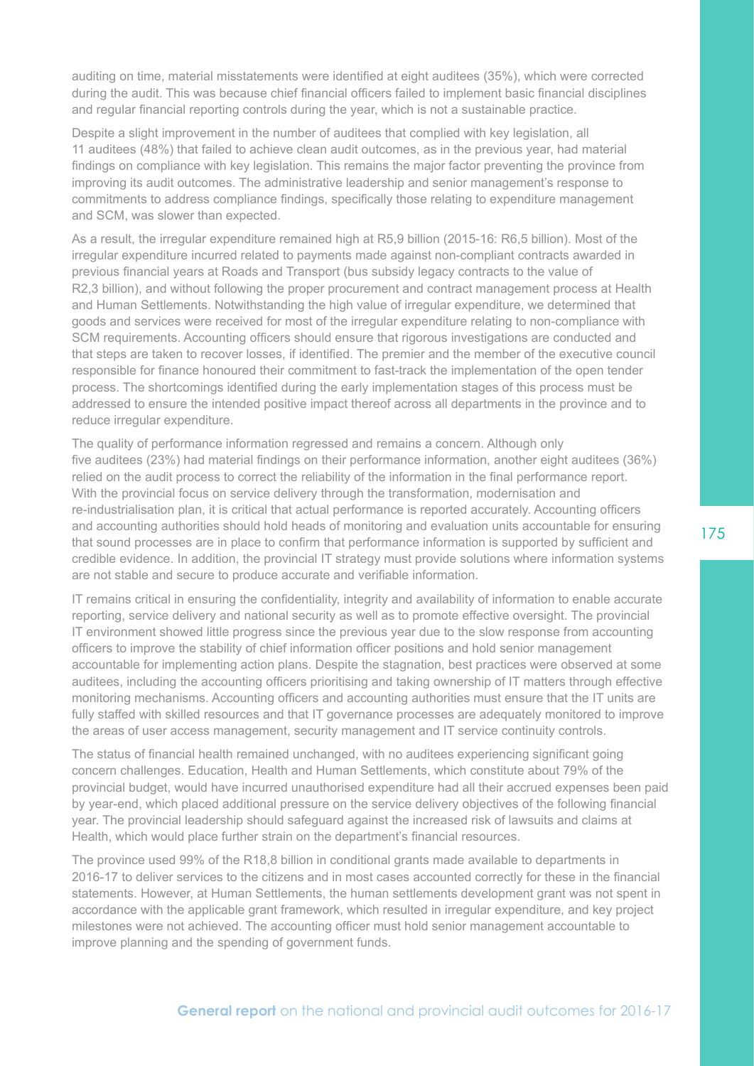auditing on time, material misstatements were identified at eight auditees (35%), which were corrected during the audit. This was because chief financial officers failed to implement basic financial disciplines and regular financial reporting controls during the year, which is not a sustainable practice.

Despite a slight improvement in the number of auditees that complied with key legislation, all 11 auditees (48%) that failed to achieve clean audit outcomes, as in the previous year, had material findings on compliance with key legislation. This remains the major factor preventing the province from improving its audit outcomes. The administrative leadership and senior management's response to commitments to address compliance findings, specifically those relating to expenditure management and SCM, was slower than expected.

As a result, the irregular expenditure remained high at R5,9 billion (2015-16: R6,5 billion). Most of the irregular expenditure incurred related to payments made against non-compliant contracts awarded in previous financial years at Roads and Transport (bus subsidy legacy contracts to the value of R2,3 billion), and without following the proper procurement and contract management process at Health and Human Settlements. Notwithstanding the high value of irregular expenditure, we determined that goods and services were received for most of the irregular expenditure relating to non-compliance with SCM requirements. Accounting officers should ensure that rigorous investigations are conducted and that steps are taken to recover losses, if identified. The premier and the member of the executive council responsible for finance honoured their commitment to fast-track the implementation of the open tender process. The shortcomings identified during the early implementation stages of this process must be addressed to ensure the intended positive impact thereof across all departments in the province and to reduce irregular expenditure.

The quality of performance information regressed and remains a concern. Although only five auditees (23%) had material findings on their performance information, another eight auditees (36%) relied on the audit process to correct the reliability of the information in the final performance report. With the provincial focus on service delivery through the transformation, modernisation and re-industrialisation plan, it is critical that actual performance is reported accurately. Accounting officers and accounting authorities should hold heads of monitoring and evaluation units accountable for ensuring that sound processes are in place to confirm that performance information is supported by sufficient and credible evidence. In addition, the provincial IT strategy must provide solutions where information systems are not stable and secure to produce accurate and verifiable information.

IT remains critical in ensuring the confidentiality, integrity and availability of information to enable accurate reporting, service delivery and national security as well as to promote effective oversight. The provincial IT environment showed little progress since the previous year due to the slow response from accounting officers to improve the stability of chief information officer positions and hold senior management accountable for implementing action plans. Despite the stagnation, best practices were observed at some auditees, including the accounting officers prioritising and taking ownership of IT matters through effective monitoring mechanisms. Accounting officers and accounting authorities must ensure that the IT units are fully staffed with skilled resources and that IT governance processes are adequately monitored to improve the areas of user access management, security management and IT service continuity controls.

The status of financial health remained unchanged, with no auditees experiencing significant going concern challenges. Education, Health and Human Settlements, which constitute about 79% of the provincial budget, would have incurred unauthorised expenditure had all their accrued expenses been paid by year-end, which placed additional pressure on the service delivery objectives of the following financial year. The provincial leadership should safeguard against the increased risk of lawsuits and claims at Health, which would place further strain on the department's financial resources.

The province used 99% of the R18,8 billion in conditional grants made available to departments in 2016-17 to deliver services to the citizens and in most cases accounted correctly for these in the financial statements. However, at Human Settlements, the human settlements development grant was not spent in accordance with the applicable grant framework, which resulted in irregular expenditure, and key project milestones were not achieved. The accounting officer must hold senior management accountable to improve planning and the spending of government funds.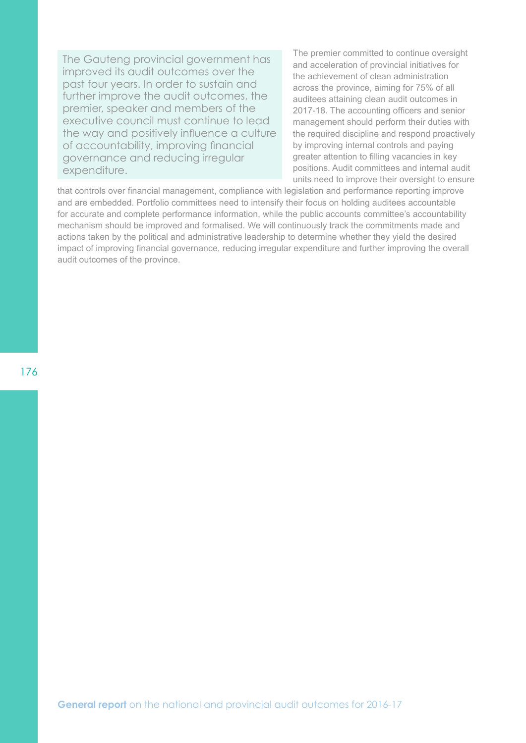The Gauteng provincial government has improved its audit outcomes over the past four years. In order to sustain and further improve the audit outcomes, the premier, speaker and members of the executive council must continue to lead the way and positively influence a culture of accountability, improving financial governance and reducing irregular expenditure.

The premier committed to continue oversight and acceleration of provincial initiatives for the achievement of clean administration across the province, aiming for 75% of all auditees attaining clean audit outcomes in 2017-18. The accounting officers and senior management should perform their duties with the required discipline and respond proactively by improving internal controls and paying greater attention to filling vacancies in key positions. Audit committees and internal audit units need to improve their oversight to ensure that controls over financial management, compliance with legislation and performance reporting improve and are embedded. Portfolio committees need to intensify their focus on holding auditees accountable for accurate and complete performance information, while the public accounts committee's accountability mechanism should be improved and formalised. We will continuously track the commitments made and actions taken by the political and administrative leadership to determine whether they yield the desired impact of improving financial governance, reducing irregular expenditure and further improving the overall audit outcomes of the province.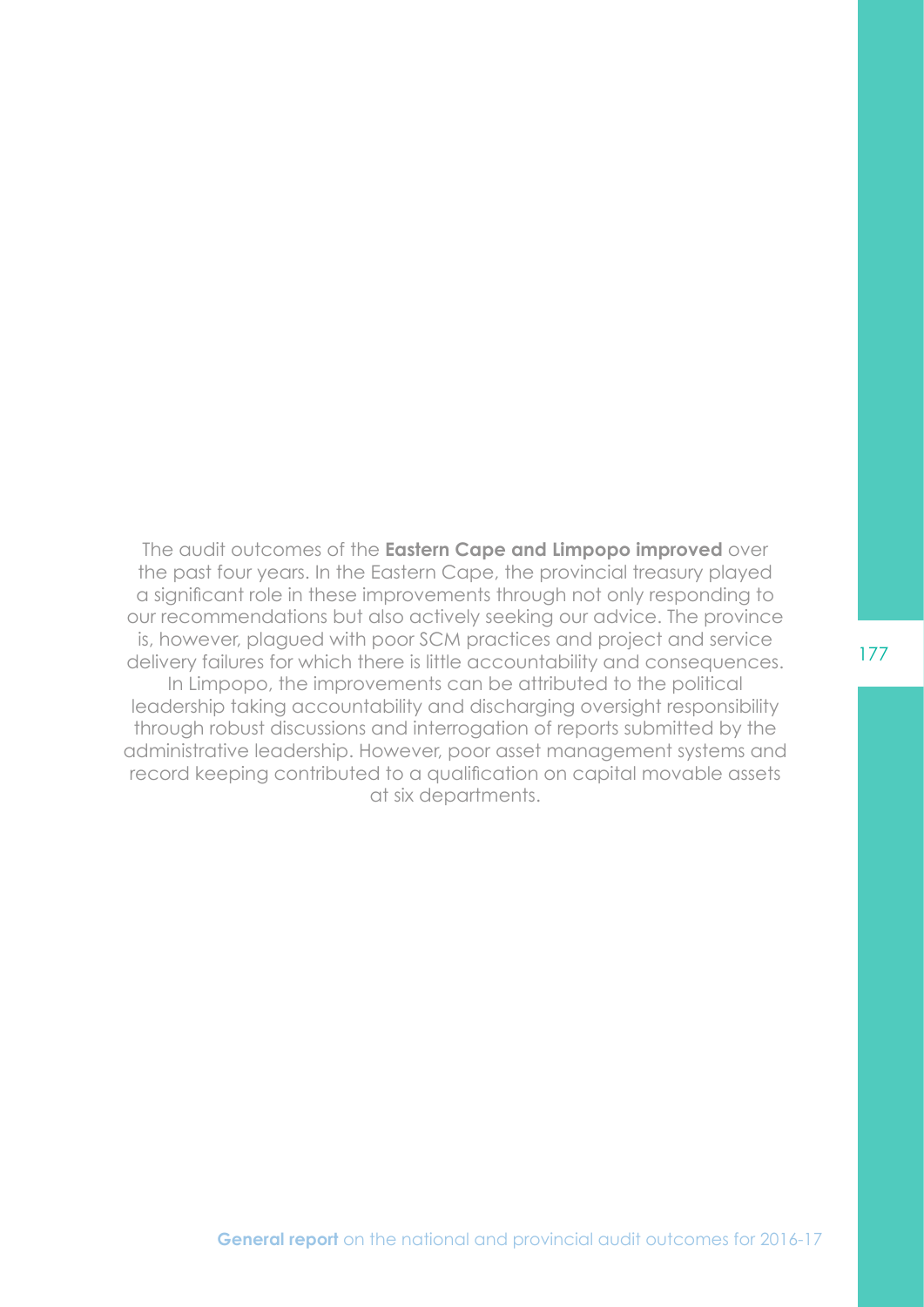The audit outcomes of the **Eastern Cape and Limpopo improved** over the past four years. In the Eastern Cape, the provincial treasury played a significant role in these improvements through not only responding to our recommendations but also actively seeking our advice. The province is, however, plagued with poor SCM practices and project and service delivery failures for which there is little accountability and consequences. In Limpopo, the improvements can be attributed to the political leadership taking accountability and discharging oversight responsibility through robust discussions and interrogation of reports submitted by the administrative leadership. However, poor asset management systems and record keeping contributed to a qualification on capital movable assets at six departments.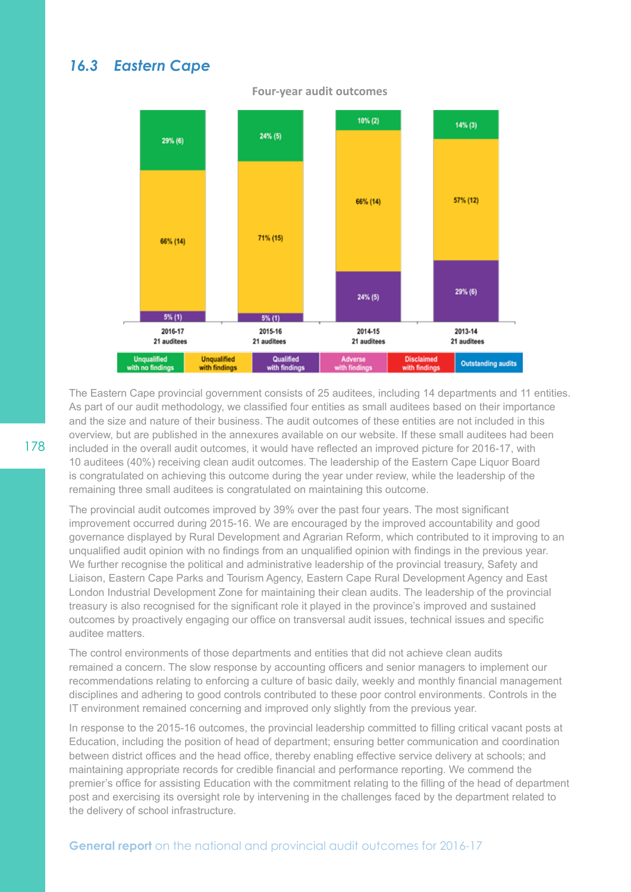## 16.3 Eastern Cape

**Four-year audit outcomes**

| | 2016-17 (21 auditees) | 2015-16 (21 auditees) | 2014-15 (21 auditees) | 2013-14 (21 auditees) |
|---|---|---|---|---|
| Unqualified with no findings | 29% (6) | 24% (5) | 10% (2) | 14% (3) |
| Unqualified with findings | 66% (14) | 71% (15) | 66% (14) | 57% (12) |
| Qualified with findings | 5% (1) | 5% (1) | 24% (5) | 29% (6) |
| Adverse with findings | | | | |
| Disclaimed with findings | | | | |
| Outstanding audits | | | | |

The Eastern Cape provincial government consists of 25 auditees, including 14 departments and 11 entities. As part of our audit methodology, we classified four entities as small auditees based on their importance and the size and nature of their business. The audit outcomes of these entities are not included in this overview, but are published in the annexures available on our website. If these small auditees had been included in the overall audit outcomes, it would have reflected an improved picture for 2016-17, with 10 auditees (40%) receiving clean audit outcomes. The leadership of the Eastern Cape Liquor Board is congratulated on achieving this outcome during the year under review, while the leadership of the remaining three small auditees is congratulated on maintaining this outcome.

The provincial audit outcomes improved by 39% over the past four years. The most significant improvement occurred during 2015-16. We are encouraged by the improved accountability and good governance displayed by Rural Development and Agrarian Reform, which contributed to it improving to an unqualified audit opinion with no findings from an unqualified opinion with findings in the previous year. We further recognise the political and administrative leadership of the provincial treasury, Safety and Liaison, Eastern Cape Parks and Tourism Agency, Eastern Cape Rural Development Agency and East London Industrial Development Zone for maintaining their clean audits. The leadership of the provincial treasury is also recognised for the significant role it played in the province's improved and sustained outcomes by proactively engaging our office on transversal audit issues, technical issues and specific auditee matters.

The control environments of those departments and entities that did not achieve clean audits remained a concern. The slow response by accounting officers and senior managers to implement our recommendations relating to enforcing a culture of basic daily, weekly and monthly financial management disciplines and adhering to good controls contributed to these poor control environments. Controls in the IT environment remained concerning and improved only slightly from the previous year.

In response to the 2015-16 outcomes, the provincial leadership committed to filling critical vacant posts at Education, including the position of head of department; ensuring better communication and coordination between district offices and the head office, thereby enabling effective service delivery at schools; and maintaining appropriate records for credible financial and performance reporting. We commend the premier's office for assisting Education with the commitment relating to the filling of the head of department post and exercising its oversight role by intervening in the challenges faced by the department related to the delivery of school infrastructure.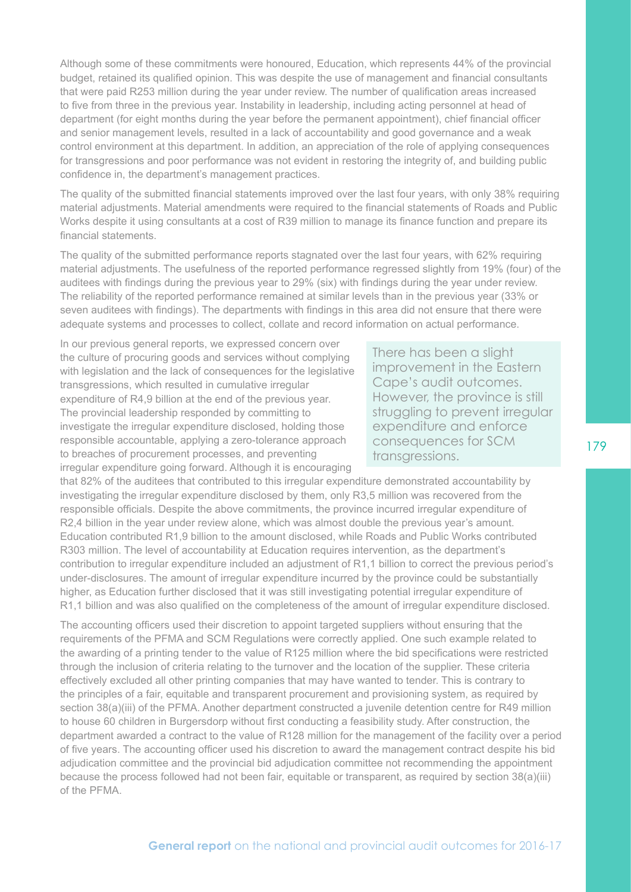Although some of these commitments were honoured, Education, which represents 44% of the provincial budget, retained its qualified opinion. This was despite the use of management and financial consultants that were paid R253 million during the year under review. The number of qualification areas increased to five from three in the previous year. Instability in leadership, including acting personnel at head of department (for eight months during the year before the permanent appointment), chief financial officer and senior management levels, resulted in a lack of accountability and good governance and a weak control environment at this department. In addition, an appreciation of the role of applying consequences for transgressions and poor performance was not evident in restoring the integrity of, and building public confidence in, the department's management practices.

The quality of the submitted financial statements improved over the last four years, with only 38% requiring material adjustments. Material amendments were required to the financial statements of Roads and Public Works despite it using consultants at a cost of R39 million to manage its finance function and prepare its financial statements.

The quality of the submitted performance reports stagnated over the last four years, with 62% requiring material adjustments. The usefulness of the reported performance regressed slightly from 19% (four) of the auditees with findings during the previous year to 29% (six) with findings during the year under review. The reliability of the reported performance remained at similar levels than in the previous year (33% or seven auditees with findings). The departments with findings in this area did not ensure that there were adequate systems and processes to collect, collate and record information on actual performance.

In our previous general reports, we expressed concern over the culture of procuring goods and services without complying with legislation and the lack of consequences for the legislative transgressions, which resulted in cumulative irregular expenditure of R4,9 billion at the end of the previous year. The provincial leadership responded by committing to investigate the irregular expenditure disclosed, holding those responsible accountable, applying a zero-tolerance approach to breaches of procurement processes, and preventing irregular expenditure going forward. Although it is encouraging that 82% of the auditees that contributed to this irregular expenditure demonstrated accountability by investigating the irregular expenditure disclosed by them, only R3,5 million was recovered from the responsible officials. Despite the above commitments, the province incurred irregular expenditure of R2,4 billion in the year under review alone, which was almost double the previous year's amount. Education contributed R1,9 billion to the amount disclosed, while Roads and Public Works contributed R303 million. The level of accountability at Education requires intervention, as the department's contribution to irregular expenditure included an adjustment of R1,1 billion to correct the previous period's under-disclosures. The amount of irregular expenditure incurred by the province could be substantially higher, as Education further disclosed that it was still investigating potential irregular expenditure of R1,1 billion and was also qualified on the completeness of the amount of irregular expenditure disclosed.

> There has been a slight improvement in the Eastern Cape's audit outcomes. However, the province is still struggling to prevent irregular expenditure and enforce consequences for SCM transgressions.

The accounting officers used their discretion to appoint targeted suppliers without ensuring that the requirements of the PFMA and SCM Regulations were correctly applied. One such example related to the awarding of a printing tender to the value of R125 million where the bid specifications were restricted through the inclusion of criteria relating to the turnover and the location of the supplier. These criteria effectively excluded all other printing companies that may have wanted to tender. This is contrary to the principles of a fair, equitable and transparent procurement and provisioning system, as required by section 38(a)(iii) of the PFMA. Another department constructed a juvenile detention centre for R49 million to house 60 children in Burgersdorp without first conducting a feasibility study. After construction, the department awarded a contract to the value of R128 million for the management of the facility over a period of five years. The accounting officer used his discretion to award the management contract despite his bid adjudication committee and the provincial bid adjudication committee not recommending the appointment because the process followed had not been fair, equitable or transparent, as required by section 38(a)(iii) of the PFMA.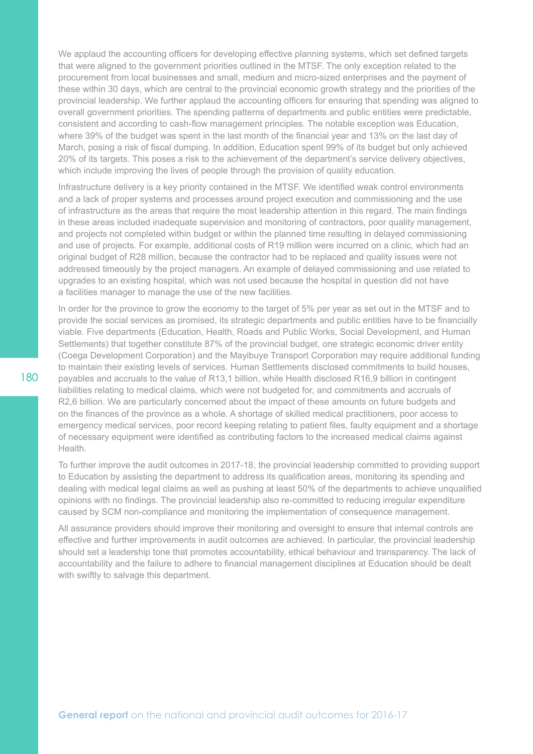We applaud the accounting officers for developing effective planning systems, which set defined targets that were aligned to the government priorities outlined in the MTSF. The only exception related to the procurement from local businesses and small, medium and micro-sized enterprises and the payment of these within 30 days, which are central to the provincial economic growth strategy and the priorities of the provincial leadership. We further applaud the accounting officers for ensuring that spending was aligned to overall government priorities. The spending patterns of departments and public entities were predictable, consistent and according to cash-flow management principles. The notable exception was Education, where 39% of the budget was spent in the last month of the financial year and 13% on the last day of March, posing a risk of fiscal dumping. In addition, Education spent 99% of its budget but only achieved 20% of its targets. This poses a risk to the achievement of the department's service delivery objectives, which include improving the lives of people through the provision of quality education.

Infrastructure delivery is a key priority contained in the MTSF. We identified weak control environments and a lack of proper systems and processes around project execution and commissioning and the use of infrastructure as the areas that require the most leadership attention in this regard. The main findings in these areas included inadequate supervision and monitoring of contractors, poor quality management, and projects not completed within budget or within the planned time resulting in delayed commissioning and use of projects. For example, additional costs of R19 million were incurred on a clinic, which had an original budget of R28 million, because the contractor had to be replaced and quality issues were not addressed timeously by the project managers. An example of delayed commissioning and use related to upgrades to an existing hospital, which was not used because the hospital in question did not have a facilities manager to manage the use of the new facilities.

In order for the province to grow the economy to the target of 5% per year as set out in the MTSF and to provide the social services as promised, its strategic departments and public entities have to be financially viable. Five departments (Education, Health, Roads and Public Works, Social Development, and Human Settlements) that together constitute 87% of the provincial budget, one strategic economic driver entity (Coega Development Corporation) and the Mayibuye Transport Corporation may require additional funding to maintain their existing levels of services. Human Settlements disclosed commitments to build houses, payables and accruals to the value of R13,1 billion, while Health disclosed R16,9 billion in contingent liabilities relating to medical claims, which were not budgeted for, and commitments and accruals of R2,6 billion. We are particularly concerned about the impact of these amounts on future budgets and on the finances of the province as a whole. A shortage of skilled medical practitioners, poor access to emergency medical services, poor record keeping relating to patient files, faulty equipment and a shortage of necessary equipment were identified as contributing factors to the increased medical claims against Health.

To further improve the audit outcomes in 2017-18, the provincial leadership committed to providing support to Education by assisting the department to address its qualification areas, monitoring its spending and dealing with medical legal claims as well as pushing at least 50% of the departments to achieve unqualified opinions with no findings. The provincial leadership also re-committed to reducing irregular expenditure caused by SCM non-compliance and monitoring the implementation of consequence management.

All assurance providers should improve their monitoring and oversight to ensure that internal controls are effective and further improvements in audit outcomes are achieved. In particular, the provincial leadership should set a leadership tone that promotes accountability, ethical behaviour and transparency. The lack of accountability and the failure to adhere to financial management disciplines at Education should be dealt with swiftly to salvage this department.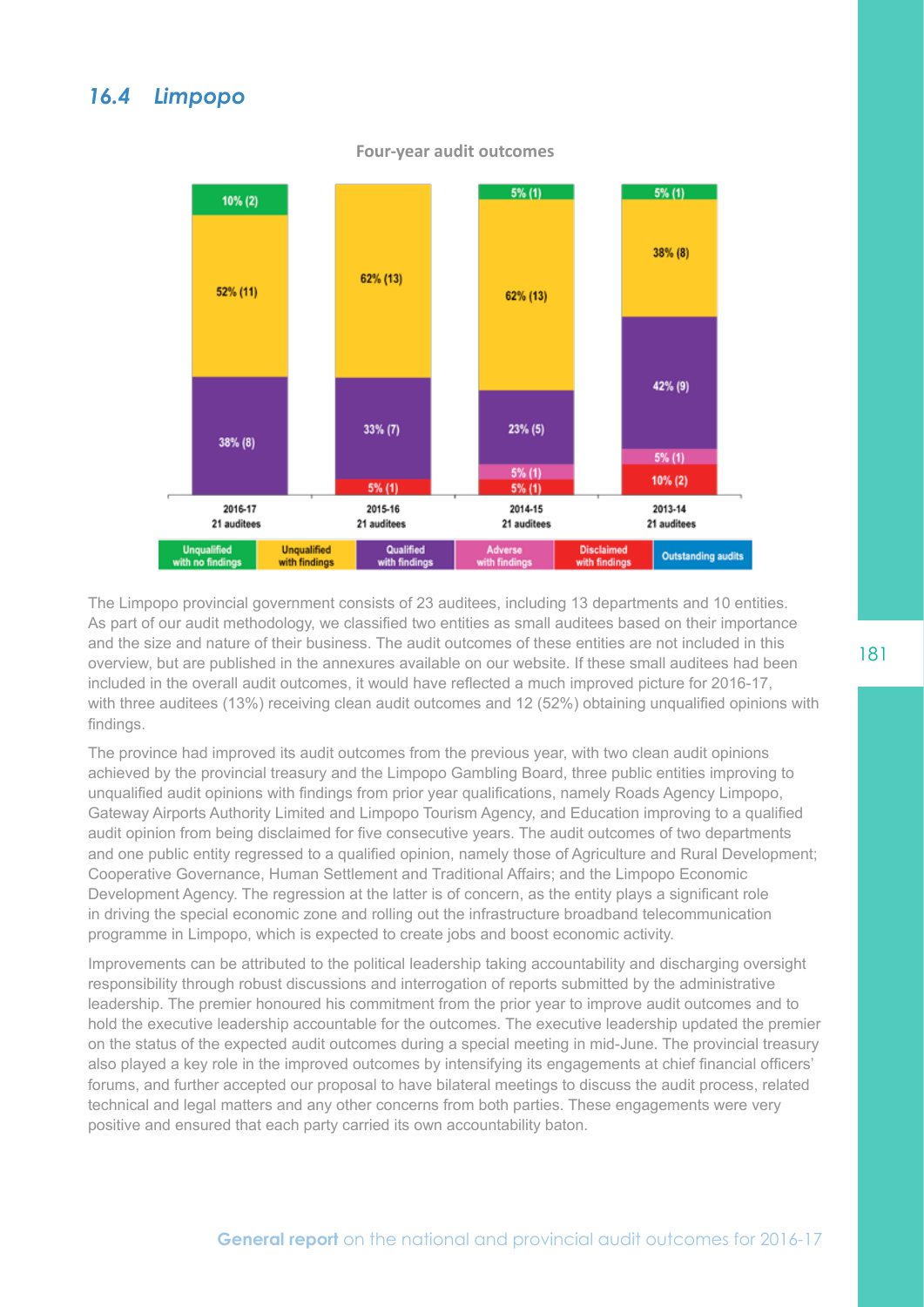## 16.4 Limpopo

**Four-year audit outcomes**

| | 2016-17 (21 auditees) | 2015-16 (21 auditees) | 2014-15 (21 auditees) | 2013-14 (21 auditees) |
|---|---|---|---|---|
| Unqualified with no findings | 10% (2) | | 5% (1) | 5% (1) |
| Unqualified with findings | 52% (11) | 62% (13) | 62% (13) | 38% (8) |
| Qualified with findings | 38% (8) | 33% (7) | 23% (5) | 42% (9) |
| Adverse with findings | | | 5% (1) | 5% (1) |
| Disclaimed with findings | | 5% (1) | 5% (1) | 10% (2) |
| Outstanding audits | | | | |

The Limpopo provincial government consists of 23 auditees, including 13 departments and 10 entities. As part of our audit methodology, we classified two entities as small auditees based on their importance and the size and nature of their business. The audit outcomes of these entities are not included in this overview, but are published in the annexures available on our website. If these small auditees had been included in the overall audit outcomes, it would have reflected a much improved picture for 2016-17, with three auditees (13%) receiving clean audit outcomes and 12 (52%) obtaining unqualified opinions with findings.

The province had improved its audit outcomes from the previous year, with two clean audit opinions achieved by the provincial treasury and the Limpopo Gambling Board, three public entities improving to unqualified audit opinions with findings from prior year qualifications, namely Roads Agency Limpopo, Gateway Airports Authority Limited and Limpopo Tourism Agency, and Education improving to a qualified audit opinion from being disclaimed for five consecutive years. The audit outcomes of two departments and one public entity regressed to a qualified opinion, namely those of Agriculture and Rural Development; Cooperative Governance, Human Settlement and Traditional Affairs; and the Limpopo Economic Development Agency. The regression at the latter is of concern, as the entity plays a significant role in driving the special economic zone and rolling out the infrastructure broadband telecommunication programme in Limpopo, which is expected to create jobs and boost economic activity.

Improvements can be attributed to the political leadership taking accountability and discharging oversight responsibility through robust discussions and interrogation of reports submitted by the administrative leadership. The premier honoured his commitment from the prior year to improve audit outcomes and to hold the executive leadership accountable for the outcomes. The executive leadership updated the premier on the status of the expected audit outcomes during a special meeting in mid-June. The provincial treasury also played a key role in the improved outcomes by intensifying its engagements at chief financial officers' forums, and further accepted our proposal to have bilateral meetings to discuss the audit process, related technical and legal matters and any other concerns from both parties. These engagements were very positive and ensured that each party carried its own accountability baton.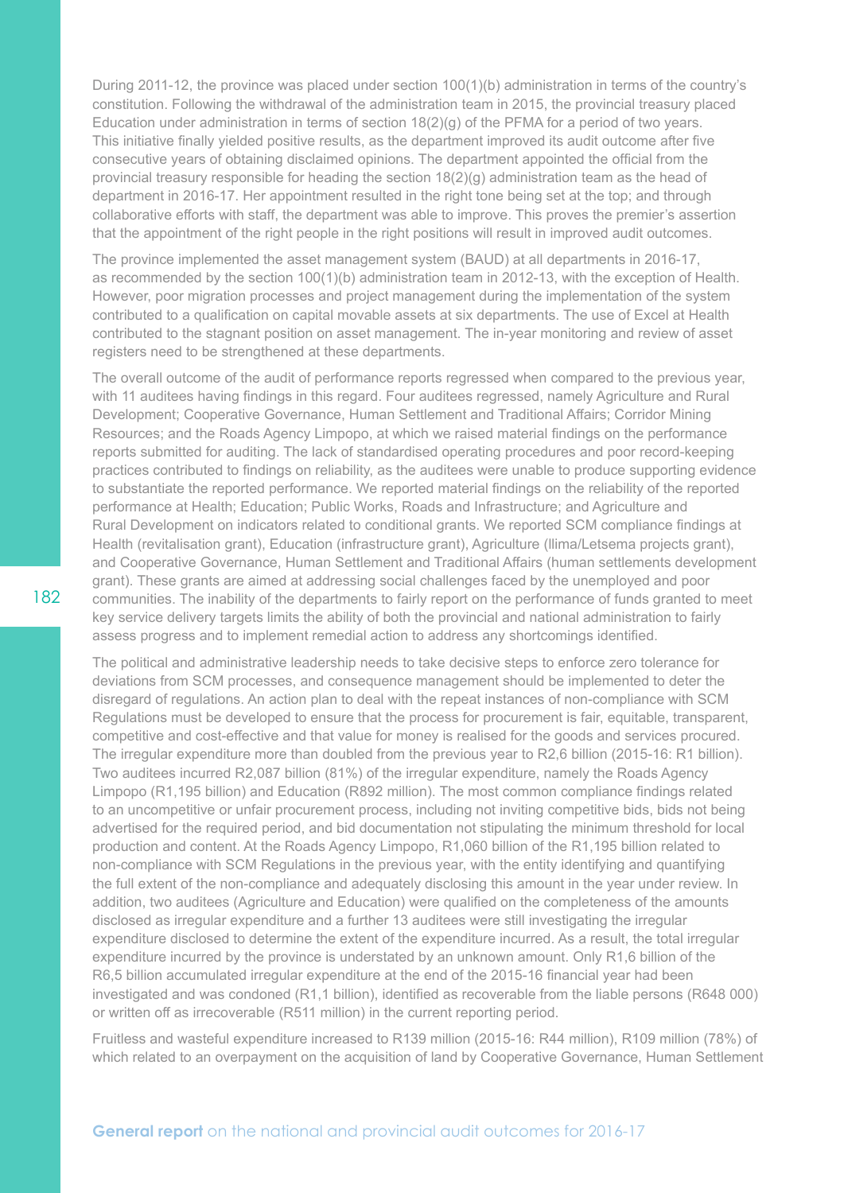During 2011-12, the province was placed under section 100(1)(b) administration in terms of the country's constitution. Following the withdrawal of the administration team in 2015, the provincial treasury placed Education under administration in terms of section 18(2)(g) of the PFMA for a period of two years. This initiative finally yielded positive results, as the department improved its audit outcome after five consecutive years of obtaining disclaimed opinions. The department appointed the official from the provincial treasury responsible for heading the section 18(2)(g) administration team as the head of department in 2016-17. Her appointment resulted in the right tone being set at the top; and through collaborative efforts with staff, the department was able to improve. This proves the premier's assertion that the appointment of the right people in the right positions will result in improved audit outcomes.

The province implemented the asset management system (BAUD) at all departments in 2016-17, as recommended by the section 100(1)(b) administration team in 2012-13, with the exception of Health. However, poor migration processes and project management during the implementation of the system contributed to a qualification on capital movable assets at six departments. The use of Excel at Health contributed to the stagnant position on asset management. The in-year monitoring and review of asset registers need to be strengthened at these departments.

The overall outcome of the audit of performance reports regressed when compared to the previous year, with 11 auditees having findings in this regard. Four auditees regressed, namely Agriculture and Rural Development; Cooperative Governance, Human Settlement and Traditional Affairs; Corridor Mining Resources; and the Roads Agency Limpopo, at which we raised material findings on the performance reports submitted for auditing. The lack of standardised operating procedures and poor record-keeping practices contributed to findings on reliability, as the auditees were unable to produce supporting evidence to substantiate the reported performance. We reported material findings on the reliability of the reported performance at Health; Education; Public Works, Roads and Infrastructure; and Agriculture and Rural Development on indicators related to conditional grants. We reported SCM compliance findings at Health (revitalisation grant), Education (infrastructure grant), Agriculture (Ilima/Letsema projects grant), and Cooperative Governance, Human Settlement and Traditional Affairs (human settlements development grant). These grants are aimed at addressing social challenges faced by the unemployed and poor communities. The inability of the departments to fairly report on the performance of funds granted to meet key service delivery targets limits the ability of both the provincial and national administration to fairly assess progress and to implement remedial action to address any shortcomings identified.

The political and administrative leadership needs to take decisive steps to enforce zero tolerance for deviations from SCM processes, and consequence management should be implemented to deter the disregard of regulations. An action plan to deal with the repeat instances of non-compliance with SCM Regulations must be developed to ensure that the process for procurement is fair, equitable, transparent, competitive and cost-effective and that value for money is realised for the goods and services procured. The irregular expenditure more than doubled from the previous year to R2,6 billion (2015-16: R1 billion). Two auditees incurred R2,087 billion (81%) of the irregular expenditure, namely the Roads Agency Limpopo (R1,195 billion) and Education (R892 million). The most common compliance findings related to an uncompetitive or unfair procurement process, including not inviting competitive bids, bids not being advertised for the required period, and bid documentation not stipulating the minimum threshold for local production and content. At the Roads Agency Limpopo, R1,060 billion of the R1,195 billion related to non-compliance with SCM Regulations in the previous year, with the entity identifying and quantifying the full extent of the non-compliance and adequately disclosing this amount in the year under review. In addition, two auditees (Agriculture and Education) were qualified on the completeness of the amounts disclosed as irregular expenditure and a further 13 auditees were still investigating the irregular expenditure disclosed to determine the extent of the expenditure incurred. As a result, the total irregular expenditure incurred by the province is understated by an unknown amount. Only R1,6 billion of the R6,5 billion accumulated irregular expenditure at the end of the 2015-16 financial year had been investigated and was condoned (R1,1 billion), identified as recoverable from the liable persons (R648 000) or written off as irrecoverable (R511 million) in the current reporting period.

Fruitless and wasteful expenditure increased to R139 million (2015-16: R44 million), R109 million (78%) of which related to an overpayment on the acquisition of land by Cooperative Governance, Human Settlement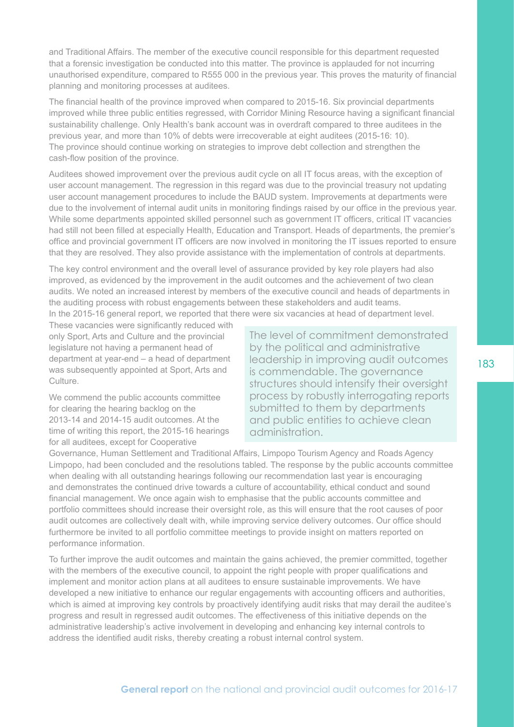and Traditional Affairs. The member of the executive council responsible for this department requested that a forensic investigation be conducted into this matter. The province is applauded for not incurring unauthorised expenditure, compared to R555 000 in the previous year. This proves the maturity of financial planning and monitoring processes at auditees.

The financial health of the province improved when compared to 2015-16. Six provincial departments improved while three public entities regressed, with Corridor Mining Resource having a significant financial sustainability challenge. Only Health's bank account was in overdraft compared to three auditees in the previous year, and more than 10% of debts were irrecoverable at eight auditees (2015-16: 10). The province should continue working on strategies to improve debt collection and strengthen the cash-flow position of the province.

Auditees showed improvement over the previous audit cycle on all IT focus areas, with the exception of user account management. The regression in this regard was due to the provincial treasury not updating user account management procedures to include the BAUD system. Improvements at departments were due to the involvement of internal audit units in monitoring findings raised by our office in the previous year. While some departments appointed skilled personnel such as government IT officers, critical IT vacancies had still not been filled at especially Health, Education and Transport. Heads of departments, the premier's office and provincial government IT officers are now involved in monitoring the IT issues reported to ensure that they are resolved. They also provide assistance with the implementation of controls at departments.

The key control environment and the overall level of assurance provided by key role players had also improved, as evidenced by the improvement in the audit outcomes and the achievement of two clean audits. We noted an increased interest by members of the executive council and heads of departments in the auditing process with robust engagements between these stakeholders and audit teams. In the 2015-16 general report, we reported that there were six vacancies at head of department level. These vacancies were significantly reduced with only Sport, Arts and Culture and the provincial legislature not having a permanent head of department at year-end – a head of department was subsequently appointed at Sport, Arts and Culture.

We commend the public accounts committee for clearing the hearing backlog on the 2013-14 and 2014-15 audit outcomes. At the time of writing this report, the 2015-16 hearings for all auditees, except for Cooperative Governance, Human Settlement and Traditional Affairs, Limpopo Tourism Agency and Roads Agency Limpopo, had been concluded and the resolutions tabled. The response by the public accounts committee when dealing with all outstanding hearings following our recommendation last year is encouraging and demonstrates the continued drive towards a culture of accountability, ethical conduct and sound financial management. We once again wish to emphasise that the public accounts committee and portfolio committees should increase their oversight role, as this will ensure that the root causes of poor audit outcomes are collectively dealt with, while improving service delivery outcomes. Our office should furthermore be invited to all portfolio committee meetings to provide insight on matters reported on performance information.

> The level of commitment demonstrated by the political and administrative leadership in improving audit outcomes is commendable. The governance structures should intensify their oversight process by robustly interrogating reports submitted to them by departments and public entities to achieve clean administration.

To further improve the audit outcomes and maintain the gains achieved, the premier committed, together with the members of the executive council, to appoint the right people with proper qualifications and implement and monitor action plans at all auditees to ensure sustainable improvements. We have developed a new initiative to enhance our regular engagements with accounting officers and authorities, which is aimed at improving key controls by proactively identifying audit risks that may derail the auditee's progress and result in regressed audit outcomes. The effectiveness of this initiative depends on the administrative leadership's active involvement in developing and enhancing key internal controls to address the identified audit risks, thereby creating a robust internal control system.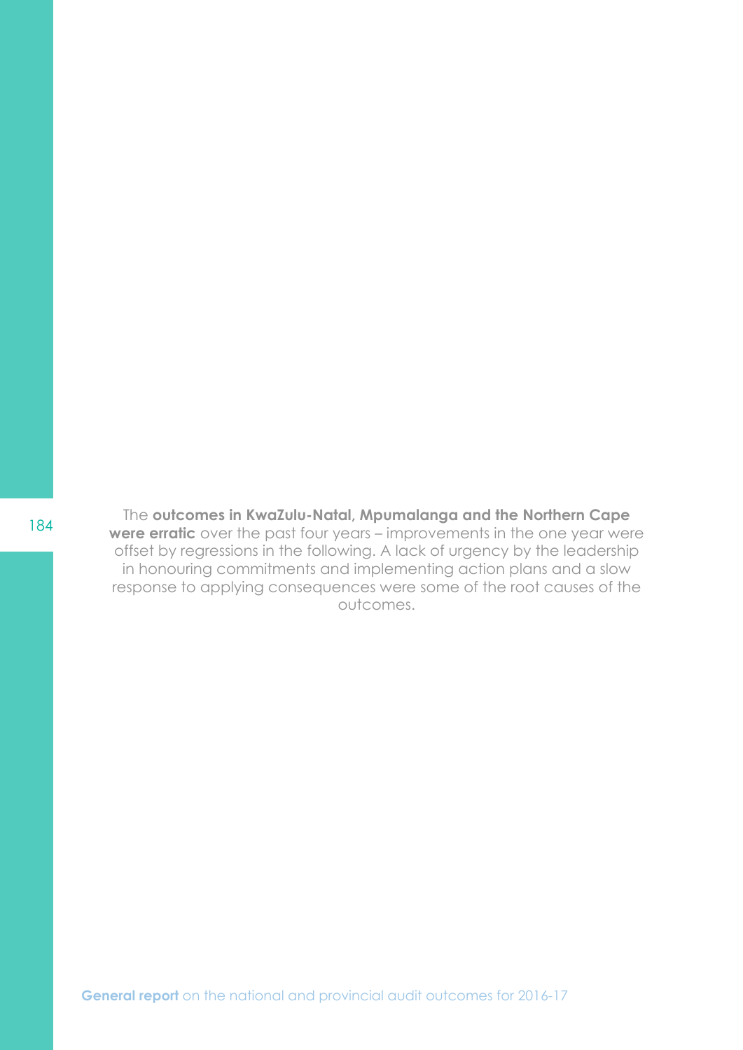The **outcomes in KwaZulu-Natal, Mpumalanga and the Northern Cape were erratic** over the past four years – improvements in the one year were offset by regressions in the following. A lack of urgency by the leadership in honouring commitments and implementing action plans and a slow response to applying consequences were some of the root causes of the outcomes.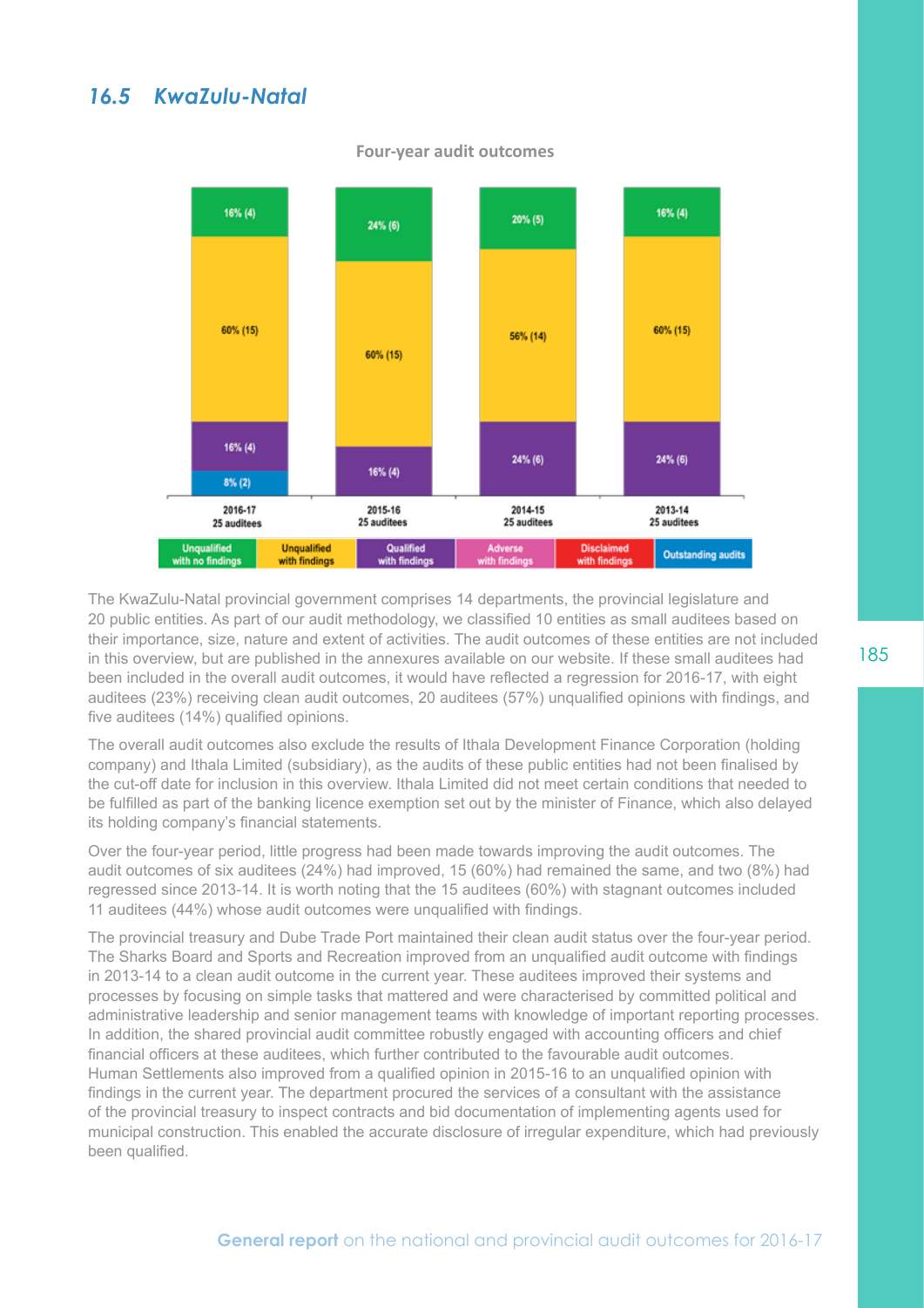## 16.5 KwaZulu-Natal

**Four-year audit outcomes**

| | 2016-17 (25 auditees) | 2015-16 (25 auditees) | 2014-15 (25 auditees) | 2013-14 (25 auditees) |
|---|---|---|---|---|
| Unqualified with no findings | 16% (4) | 24% (6) | 20% (5) | 16% (4) |
| Unqualified with findings | 60% (15) | 60% (15) | 56% (14) | 60% (15) |
| Qualified with findings | 16% (4) | 16% (4) | 24% (6) | 24% (6) |
| Adverse with findings | | | | |
| Disclaimed with findings | | | | |
| Outstanding audits | 8% (2) | | | |

The KwaZulu-Natal provincial government comprises 14 departments, the provincial legislature and 20 public entities. As part of our audit methodology, we classified 10 entities as small auditees based on their importance, size, nature and extent of activities. The audit outcomes of these entities are not included in this overview, but are published in the annexures available on our website. If these small auditees had been included in the overall audit outcomes, it would have reflected a regression for 2016-17, with eight auditees (23%) receiving clean audit outcomes, 20 auditees (57%) unqualified opinions with findings, and five auditees (14%) qualified opinions.

The overall audit outcomes also exclude the results of Ithala Development Finance Corporation (holding company) and Ithala Limited (subsidiary), as the audits of these public entities had not been finalised by the cut-off date for inclusion in this overview. Ithala Limited did not meet certain conditions that needed to be fulfilled as part of the banking licence exemption set out by the minister of Finance, which also delayed its holding company's financial statements.

Over the four-year period, little progress had been made towards improving the audit outcomes. The audit outcomes of six auditees (24%) had improved, 15 (60%) had remained the same, and two (8%) had regressed since 2013-14. It is worth noting that the 15 auditees (60%) with stagnant outcomes included 11 auditees (44%) whose audit outcomes were unqualified with findings.

The provincial treasury and Dube Trade Port maintained their clean audit status over the four-year period. The Sharks Board and Sports and Recreation improved from an unqualified audit outcome with findings in 2013-14 to a clean audit outcome in the current year. These auditees improved their systems and processes by focusing on simple tasks that mattered and were characterised by committed political and administrative leadership and senior management teams with knowledge of important reporting processes. In addition, the shared provincial audit committee robustly engaged with accounting officers and chief financial officers at these auditees, which further contributed to the favourable audit outcomes. Human Settlements also improved from a qualified opinion in 2015-16 to an unqualified opinion with findings in the current year. The department procured the services of a consultant with the assistance of the provincial treasury to inspect contracts and bid documentation of implementing agents used for municipal construction. This enabled the accurate disclosure of irregular expenditure, which had previously been qualified.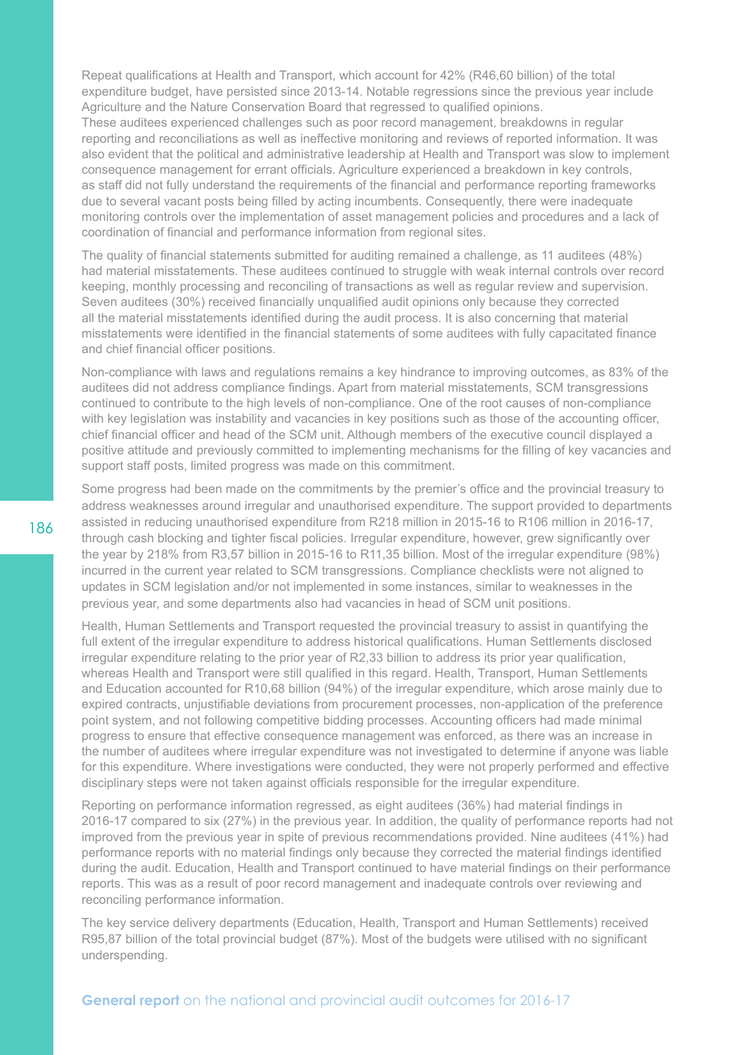Repeat qualifications at Health and Transport, which account for 42% (R46,60 billion) of the total expenditure budget, have persisted since 2013-14. Notable regressions since the previous year include Agriculture and the Nature Conservation Board that regressed to qualified opinions.
These auditees experienced challenges such as poor record management, breakdowns in regular reporting and reconciliations as well as ineffective monitoring and reviews of reported information. It was also evident that the political and administrative leadership at Health and Transport was slow to implement consequence management for errant officials. Agriculture experienced a breakdown in key controls, as staff did not fully understand the requirements of the financial and performance reporting frameworks due to several vacant posts being filled by acting incumbents. Consequently, there were inadequate monitoring controls over the implementation of asset management policies and procedures and a lack of coordination of financial and performance information from regional sites.

The quality of financial statements submitted for auditing remained a challenge, as 11 auditees (48%) had material misstatements. These auditees continued to struggle with weak internal controls over record keeping, monthly processing and reconciling of transactions as well as regular review and supervision. Seven auditees (30%) received financially unqualified audit opinions only because they corrected all the material misstatements identified during the audit process. It is also concerning that material misstatements were identified in the financial statements of some auditees with fully capacitated finance and chief financial officer positions.

Non-compliance with laws and regulations remains a key hindrance to improving outcomes, as 83% of the auditees did not address compliance findings. Apart from material misstatements, SCM transgressions continued to contribute to the high levels of non-compliance. One of the root causes of non-compliance with key legislation was instability and vacancies in key positions such as those of the accounting officer, chief financial officer and head of the SCM unit. Although members of the executive council displayed a positive attitude and previously committed to implementing mechanisms for the filling of key vacancies and support staff posts, limited progress was made on this commitment.

Some progress had been made on the commitments by the premier's office and the provincial treasury to address weaknesses around irregular and unauthorised expenditure. The support provided to departments assisted in reducing unauthorised expenditure from R218 million in 2015-16 to R106 million in 2016-17, through cash blocking and tighter fiscal policies. Irregular expenditure, however, grew significantly over the year by 218% from R3,57 billion in 2015-16 to R11,35 billion. Most of the irregular expenditure (98%) incurred in the current year related to SCM transgressions. Compliance checklists were not aligned to updates in SCM legislation and/or not implemented in some instances, similar to weaknesses in the previous year, and some departments also had vacancies in head of SCM unit positions.

Health, Human Settlements and Transport requested the provincial treasury to assist in quantifying the full extent of the irregular expenditure to address historical qualifications. Human Settlements disclosed irregular expenditure relating to the prior year of R2,33 billion to address its prior year qualification, whereas Health and Transport were still qualified in this regard. Health, Transport, Human Settlements and Education accounted for R10,68 billion (94%) of the irregular expenditure, which arose mainly due to expired contracts, unjustifiable deviations from procurement processes, non-application of the preference point system, and not following competitive bidding processes. Accounting officers had made minimal progress to ensure that effective consequence management was enforced, as there was an increase in the number of auditees where irregular expenditure was not investigated to determine if anyone was liable for this expenditure. Where investigations were conducted, they were not properly performed and effective disciplinary steps were not taken against officials responsible for the irregular expenditure.

Reporting on performance information regressed, as eight auditees (36%) had material findings in 2016-17 compared to six (27%) in the previous year. In addition, the quality of performance reports had not improved from the previous year in spite of previous recommendations provided. Nine auditees (41%) had performance reports with no material findings only because they corrected the material findings identified during the audit. Education, Health and Transport continued to have material findings on their performance reports. This was as a result of poor record management and inadequate controls over reviewing and reconciling performance information.

The key service delivery departments (Education, Health, Transport and Human Settlements) received R95,87 billion of the total provincial budget (87%). Most of the budgets were utilised with no significant underspending.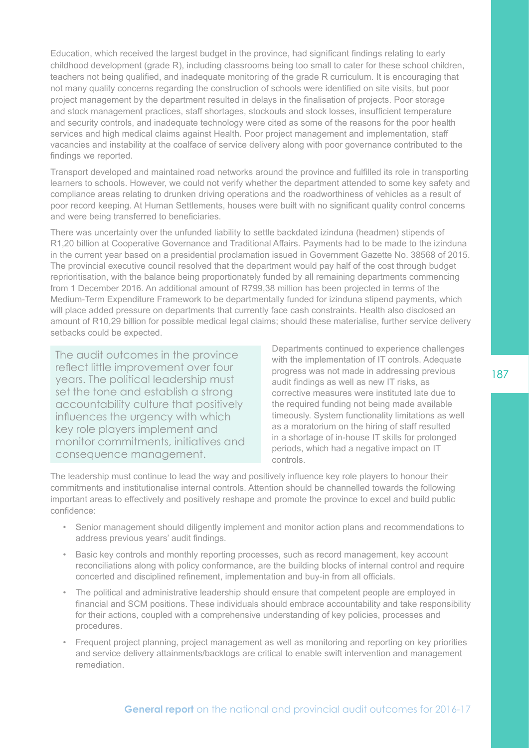Education, which received the largest budget in the province, had significant findings relating to early childhood development (grade R), including classrooms being too small to cater for these school children, teachers not being qualified, and inadequate monitoring of the grade R curriculum. It is encouraging that not many quality concerns regarding the construction of schools were identified on site visits, but poor project management by the department resulted in delays in the finalisation of projects. Poor storage and stock management practices, staff shortages, stockouts and stock losses, insufficient temperature and security controls, and inadequate technology were cited as some of the reasons for the poor health services and high medical claims against Health. Poor project management and implementation, staff vacancies and instability at the coalface of service delivery along with poor governance contributed to the findings we reported.

Transport developed and maintained road networks around the province and fulfilled its role in transporting learners to schools. However, we could not verify whether the department attended to some key safety and compliance areas relating to drunken driving operations and the roadworthiness of vehicles as a result of poor record keeping. At Human Settlements, houses were built with no significant quality control concerns and were being transferred to beneficiaries.

There was uncertainty over the unfunded liability to settle backdated izinduna (headmen) stipends of R1,20 billion at Cooperative Governance and Traditional Affairs. Payments had to be made to the izinduna in the current year based on a presidential proclamation issued in Government Gazette No. 38568 of 2015. The provincial executive council resolved that the department would pay half of the cost through budget reprioritisation, with the balance being proportionately funded by all remaining departments commencing from 1 December 2016. An additional amount of R799,38 million has been projected in terms of the Medium-Term Expenditure Framework to be departmentally funded for izinduna stipend payments, which will place added pressure on departments that currently face cash constraints. Health also disclosed an amount of R10,29 billion for possible medical legal claims; should these materialise, further service delivery setbacks could be expected.

> The audit outcomes in the province reflect little improvement over four years. The political leadership must set the tone and establish a strong accountability culture that positively influences the urgency with which key role players implement and monitor commitments, initiatives and consequence management.

Departments continued to experience challenges with the implementation of IT controls. Adequate progress was not made in addressing previous audit findings as well as new IT risks, as corrective measures were instituted late due to the required funding not being made available timeously. System functionality limitations as well as a moratorium on the hiring of staff resulted in a shortage of in-house IT skills for prolonged periods, which had a negative impact on IT controls.

The leadership must continue to lead the way and positively influence key role players to honour their commitments and institutionalise internal controls. Attention should be channelled towards the following important areas to effectively and positively reshape and promote the province to excel and build public confidence:

- Senior management should diligently implement and monitor action plans and recommendations to address previous years' audit findings.
- Basic key controls and monthly reporting processes, such as record management, key account reconciliations along with policy conformance, are the building blocks of internal control and require concerted and disciplined refinement, implementation and buy-in from all officials.
- The political and administrative leadership should ensure that competent people are employed in financial and SCM positions. These individuals should embrace accountability and take responsibility for their actions, coupled with a comprehensive understanding of key policies, processes and procedures.
- Frequent project planning, project management as well as monitoring and reporting on key priorities and service delivery attainments/backlogs are critical to enable swift intervention and management remediation.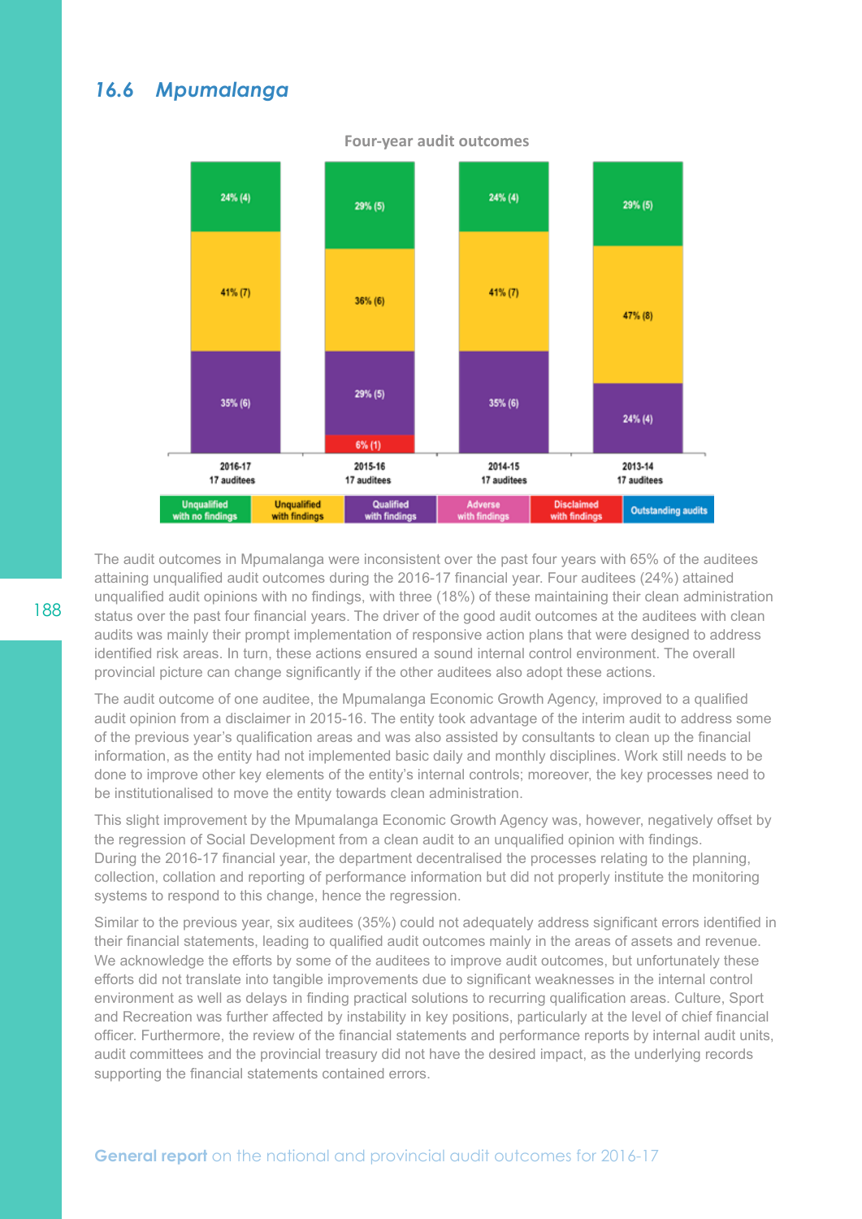## 16.6 Mpumalanga

**Four-year audit outcomes**

| | 2016-17 (17 auditees) | 2015-16 (17 auditees) | 2014-15 (17 auditees) | 2013-14 (17 auditees) |
|---|---|---|---|---|
| Unqualified with no findings | 24% (4) | 29% (5) | 24% (4) | 29% (5) |
| Unqualified with findings | 41% (7) | 36% (6) | 41% (7) | 47% (8) |
| Qualified with findings | 35% (6) | 29% (5) | 35% (6) | 24% (4) |
| Adverse with findings | | | | |
| Disclaimed with findings | | 6% (1) | | |
| Outstanding audits | | | | |

The audit outcomes in Mpumalanga were inconsistent over the past four years with 65% of the auditees attaining unqualified audit outcomes during the 2016-17 financial year. Four auditees (24%) attained unqualified audit opinions with no findings, with three (18%) of these maintaining their clean administration status over the past four financial years. The driver of the good audit outcomes at the auditees with clean audits was mainly their prompt implementation of responsive action plans that were designed to address identified risk areas. In turn, these actions ensured a sound internal control environment. The overall provincial picture can change significantly if the other auditees also adopt these actions.

The audit outcome of one auditee, the Mpumalanga Economic Growth Agency, improved to a qualified audit opinion from a disclaimer in 2015-16. The entity took advantage of the interim audit to address some of the previous year's qualification areas and was also assisted by consultants to clean up the financial information, as the entity had not implemented basic daily and monthly disciplines. Work still needs to be done to improve other key elements of the entity's internal controls; moreover, the key processes need to be institutionalised to move the entity towards clean administration.

This slight improvement by the Mpumalanga Economic Growth Agency was, however, negatively offset by the regression of Social Development from a clean audit to an unqualified opinion with findings. During the 2016-17 financial year, the department decentralised the processes relating to the planning, collection, collation and reporting of performance information but did not properly institute the monitoring systems to respond to this change, hence the regression.

Similar to the previous year, six auditees (35%) could not adequately address significant errors identified in their financial statements, leading to qualified audit outcomes mainly in the areas of assets and revenue. We acknowledge the efforts by some of the auditees to improve audit outcomes, but unfortunately these efforts did not translate into tangible improvements due to significant weaknesses in the internal control environment as well as delays in finding practical solutions to recurring qualification areas. Culture, Sport and Recreation was further affected by instability in key positions, particularly at the level of chief financial officer. Furthermore, the review of the financial statements and performance reports by internal audit units, audit committees and the provincial treasury did not have the desired impact, as the underlying records supporting the financial statements contained errors.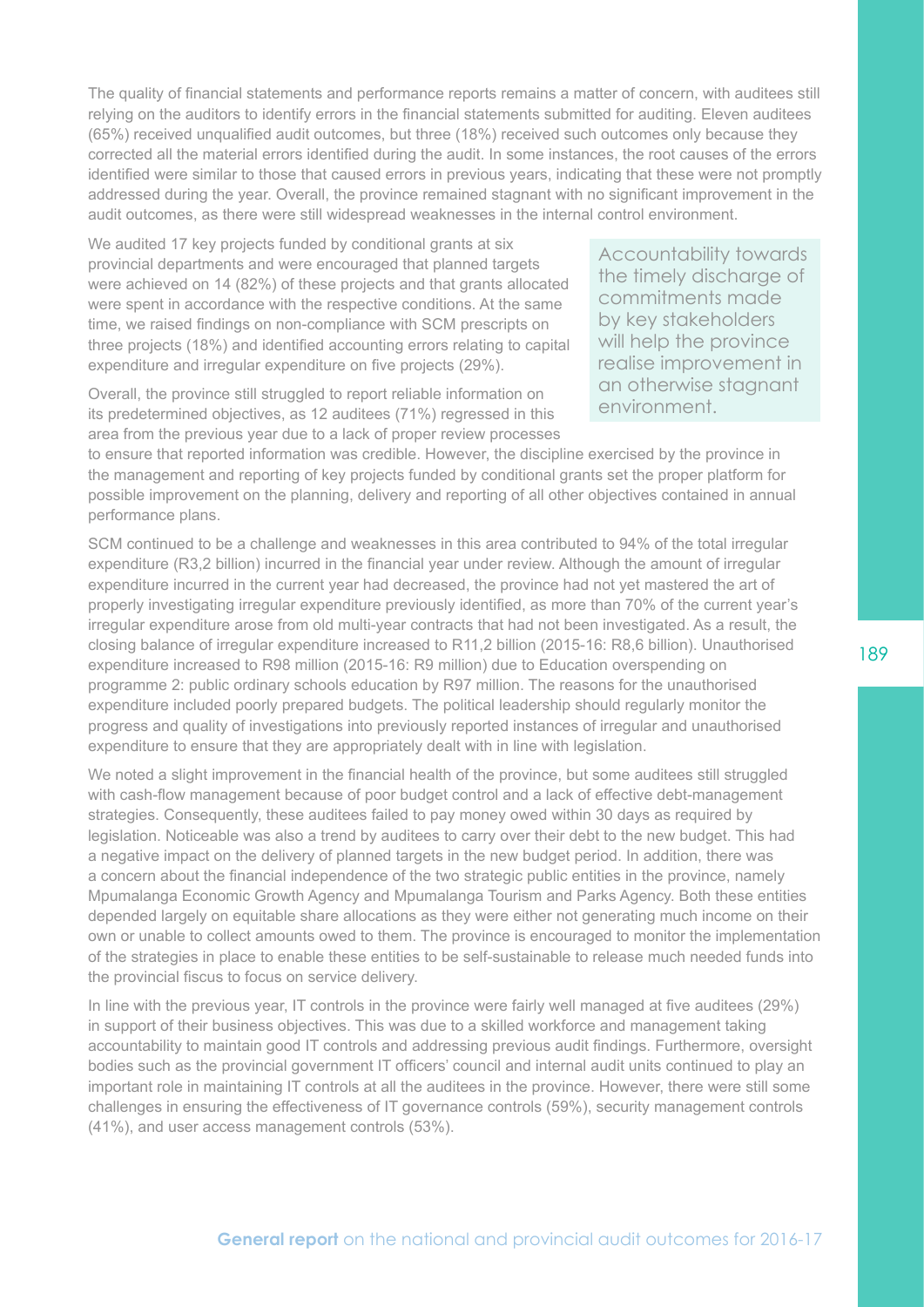The quality of financial statements and performance reports remains a matter of concern, with auditees still relying on the auditors to identify errors in the financial statements submitted for auditing. Eleven auditees (65%) received unqualified audit outcomes, but three (18%) received such outcomes only because they corrected all the material errors identified during the audit. In some instances, the root causes of the errors identified were similar to those that caused errors in previous years, indicating that these were not promptly addressed during the year. Overall, the province remained stagnant with no significant improvement in the audit outcomes, as there were still widespread weaknesses in the internal control environment.

We audited 17 key projects funded by conditional grants at six provincial departments and were encouraged that planned targets were achieved on 14 (82%) of these projects and that grants allocated were spent in accordance with the respective conditions. At the same time, we raised findings on non-compliance with SCM prescripts on three projects (18%) and identified accounting errors relating to capital expenditure and irregular expenditure on five projects (29%).

> Accountability towards the timely discharge of commitments made by key stakeholders will help the province realise improvement in an otherwise stagnant environment.

Overall, the province still struggled to report reliable information on its predetermined objectives, as 12 auditees (71%) regressed in this area from the previous year due to a lack of proper review processes to ensure that reported information was credible. However, the discipline exercised by the province in the management and reporting of key projects funded by conditional grants set the proper platform for possible improvement on the planning, delivery and reporting of all other objectives contained in annual performance plans.

SCM continued to be a challenge and weaknesses in this area contributed to 94% of the total irregular expenditure (R3,2 billion) incurred in the financial year under review. Although the amount of irregular expenditure incurred in the current year had decreased, the province had not yet mastered the art of properly investigating irregular expenditure previously identified, as more than 70% of the current year's irregular expenditure arose from old multi-year contracts that had not been investigated. As a result, the closing balance of irregular expenditure increased to R11,2 billion (2015-16: R8,6 billion). Unauthorised expenditure increased to R98 million (2015-16: R9 million) due to Education overspending on programme 2: public ordinary schools education by R97 million. The reasons for the unauthorised expenditure included poorly prepared budgets. The political leadership should regularly monitor the progress and quality of investigations into previously reported instances of irregular and unauthorised expenditure to ensure that they are appropriately dealt with in line with legislation.

We noted a slight improvement in the financial health of the province, but some auditees still struggled with cash-flow management because of poor budget control and a lack of effective debt-management strategies. Consequently, these auditees failed to pay money owed within 30 days as required by legislation. Noticeable was also a trend by auditees to carry over their debt to the new budget. This had a negative impact on the delivery of planned targets in the new budget period. In addition, there was a concern about the financial independence of the two strategic public entities in the province, namely Mpumalanga Economic Growth Agency and Mpumalanga Tourism and Parks Agency. Both these entities depended largely on equitable share allocations as they were either not generating much income on their own or unable to collect amounts owed to them. The province is encouraged to monitor the implementation of the strategies in place to enable these entities to be self-sustainable to release much needed funds into the provincial fiscus to focus on service delivery.

In line with the previous year, IT controls in the province were fairly well managed at five auditees (29%) in support of their business objectives. This was due to a skilled workforce and management taking accountability to maintain good IT controls and addressing previous audit findings. Furthermore, oversight bodies such as the provincial government IT officers' council and internal audit units continued to play an important role in maintaining IT controls at all the auditees in the province. However, there were still some challenges in ensuring the effectiveness of IT governance controls (59%), security management controls (41%), and user access management controls (53%).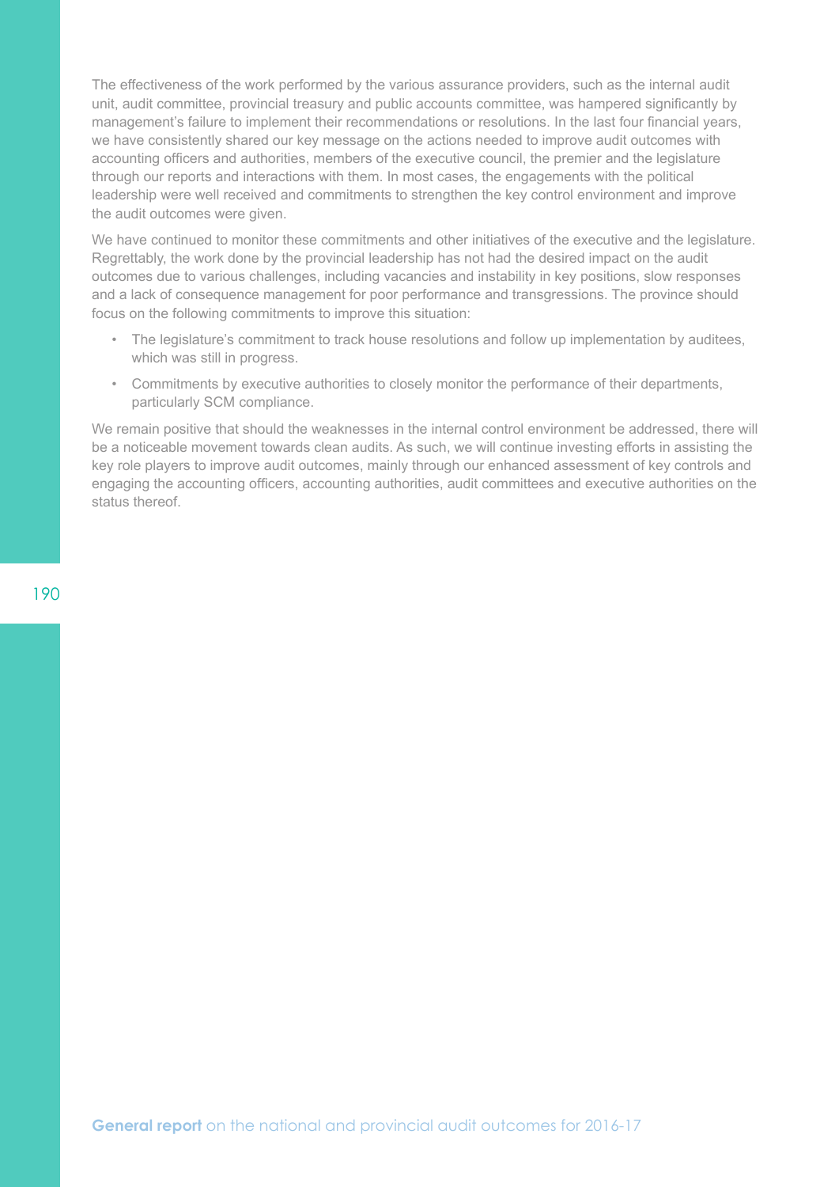The effectiveness of the work performed by the various assurance providers, such as the internal audit unit, audit committee, provincial treasury and public accounts committee, was hampered significantly by management's failure to implement their recommendations or resolutions. In the last four financial years, we have consistently shared our key message on the actions needed to improve audit outcomes with accounting officers and authorities, members of the executive council, the premier and the legislature through our reports and interactions with them. In most cases, the engagements with the political leadership were well received and commitments to strengthen the key control environment and improve the audit outcomes were given.

We have continued to monitor these commitments and other initiatives of the executive and the legislature. Regrettably, the work done by the provincial leadership has not had the desired impact on the audit outcomes due to various challenges, including vacancies and instability in key positions, slow responses and a lack of consequence management for poor performance and transgressions. The province should focus on the following commitments to improve this situation:

- The legislature's commitment to track house resolutions and follow up implementation by auditees, which was still in progress.
- Commitments by executive authorities to closely monitor the performance of their departments, particularly SCM compliance.

We remain positive that should the weaknesses in the internal control environment be addressed, there will be a noticeable movement towards clean audits. As such, we will continue investing efforts in assisting the key role players to improve audit outcomes, mainly through our enhanced assessment of key controls and engaging the accounting officers, accounting authorities, audit committees and executive authorities on the status thereof.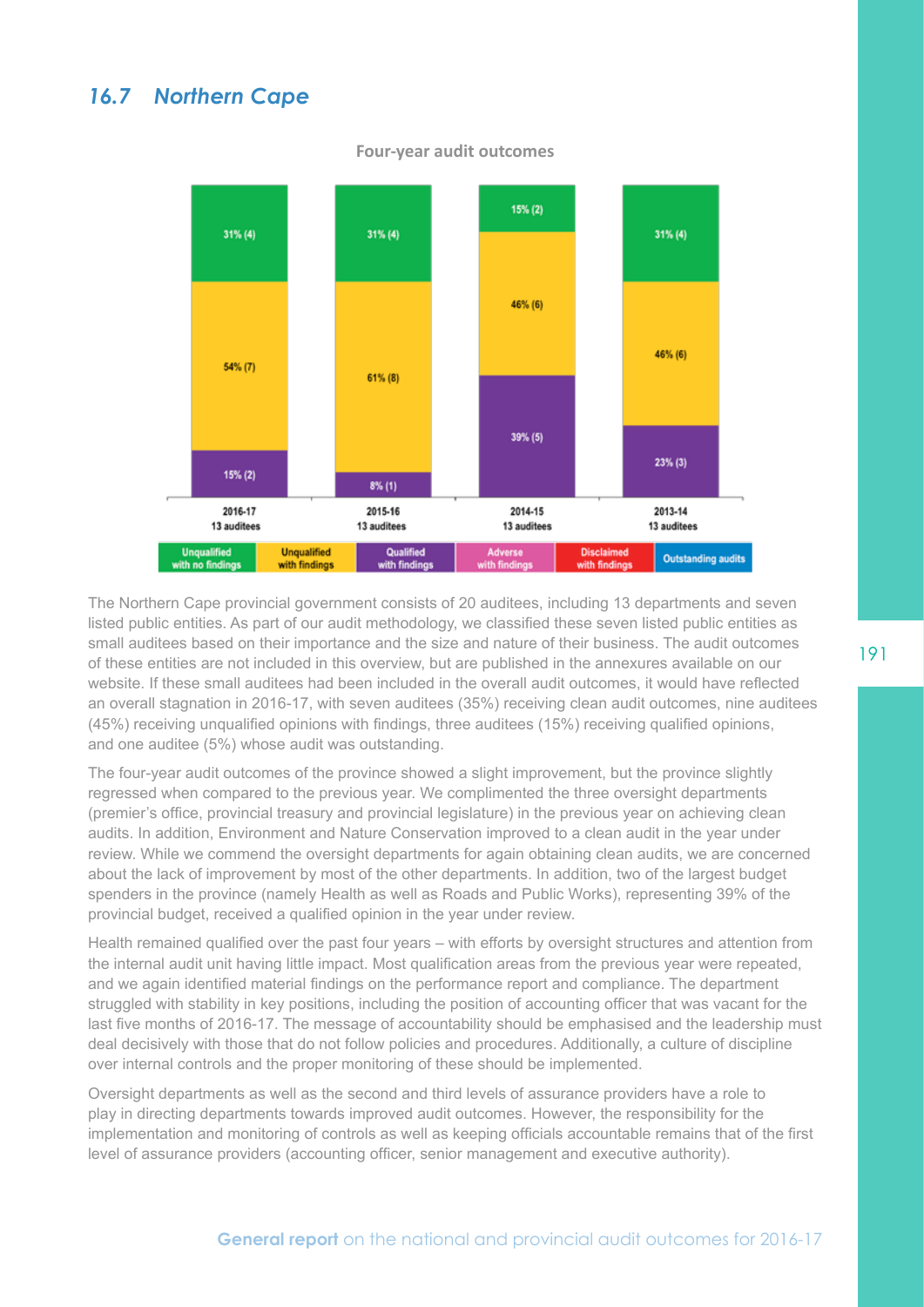## 16.7 *Northern Cape*

**Four-year audit outcomes**

| | 2016-17 (13 auditees) | 2015-16 (13 auditees) | 2014-15 (13 auditees) | 2013-14 (13 auditees) |
|---|---|---|---|---|
| Unqualified with no findings | 31% (4) | 31% (4) | 15% (2) | 31% (4) |
| Unqualified with findings | 54% (7) | 61% (8) | 46% (6) | 46% (6) |
| Qualified with findings | 15% (2) | 8% (1) | 39% (5) | 23% (3) |
| Adverse with findings | | | | |
| Disclaimed with findings | | | | |
| Outstanding audits | | | | |

The Northern Cape provincial government consists of 20 auditees, including 13 departments and seven listed public entities. As part of our audit methodology, we classified these seven listed public entities as small auditees based on their importance and the size and nature of their business. The audit outcomes of these entities are not included in this overview, but are published in the annexures available on our website. If these small auditees had been included in the overall audit outcomes, it would have reflected an overall stagnation in 2016-17, with seven auditees (35%) receiving clean audit outcomes, nine auditees (45%) receiving unqualified opinions with findings, three auditees (15%) receiving qualified opinions, and one auditee (5%) whose audit was outstanding.

The four-year audit outcomes of the province showed a slight improvement, but the province slightly regressed when compared to the previous year. We complimented the three oversight departments (premier's office, provincial treasury and provincial legislature) in the previous year on achieving clean audits. In addition, Environment and Nature Conservation improved to a clean audit in the year under review. While we commend the oversight departments for again obtaining clean audits, we are concerned about the lack of improvement by most of the other departments. In addition, two of the largest budget spenders in the province (namely Health as well as Roads and Public Works), representing 39% of the provincial budget, received a qualified opinion in the year under review.

Health remained qualified over the past four years – with efforts by oversight structures and attention from the internal audit unit having little impact. Most qualification areas from the previous year were repeated, and we again identified material findings on the performance report and compliance. The department struggled with stability in key positions, including the position of accounting officer that was vacant for the last five months of 2016-17. The message of accountability should be emphasised and the leadership must deal decisively with those that do not follow policies and procedures. Additionally, a culture of discipline over internal controls and the proper monitoring of these should be implemented.

Oversight departments as well as the second and third levels of assurance providers have a role to play in directing departments towards improved audit outcomes. However, the responsibility for the implementation and monitoring of controls as well as keeping officials accountable remains that of the first level of assurance providers (accounting officer, senior management and executive authority).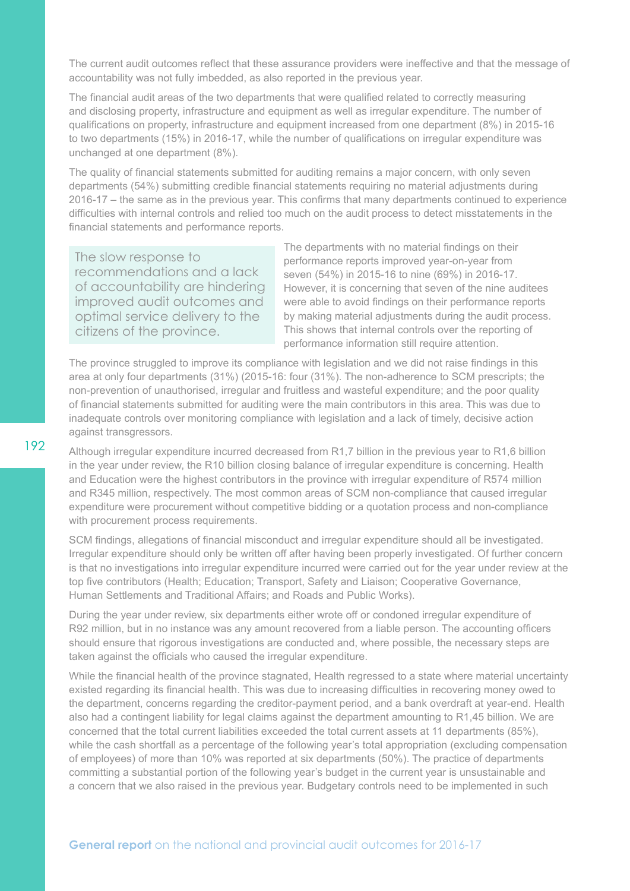The current audit outcomes reflect that these assurance providers were ineffective and that the message of accountability was not fully imbedded, as also reported in the previous year.

The financial audit areas of the two departments that were qualified related to correctly measuring and disclosing property, infrastructure and equipment as well as irregular expenditure. The number of qualifications on property, infrastructure and equipment increased from one department (8%) in 2015-16 to two departments (15%) in 2016-17, while the number of qualifications on irregular expenditure was unchanged at one department (8%).

The quality of financial statements submitted for auditing remains a major concern, with only seven departments (54%) submitting credible financial statements requiring no material adjustments during 2016-17 – the same as in the previous year. This confirms that many departments continued to experience difficulties with internal controls and relied too much on the audit process to detect misstatements in the financial statements and performance reports.

> The slow response to recommendations and a lack of accountability are hindering improved audit outcomes and optimal service delivery to the citizens of the province.

The departments with no material findings on their performance reports improved year-on-year from seven (54%) in 2015-16 to nine (69%) in 2016-17. However, it is concerning that seven of the nine auditees were able to avoid findings on their performance reports by making material adjustments during the audit process. This shows that internal controls over the reporting of performance information still require attention.

The province struggled to improve its compliance with legislation and we did not raise findings in this area at only four departments (31%) (2015-16: four (31%). The non-adherence to SCM prescripts; the non-prevention of unauthorised, irregular and fruitless and wasteful expenditure; and the poor quality of financial statements submitted for auditing were the main contributors in this area. This was due to inadequate controls over monitoring compliance with legislation and a lack of timely, decisive action against transgressors.

Although irregular expenditure incurred decreased from R1,7 billion in the previous year to R1,6 billion in the year under review, the R10 billion closing balance of irregular expenditure is concerning. Health and Education were the highest contributors in the province with irregular expenditure of R574 million and R345 million, respectively. The most common areas of SCM non-compliance that caused irregular expenditure were procurement without competitive bidding or a quotation process and non-compliance with procurement process requirements.

SCM findings, allegations of financial misconduct and irregular expenditure should all be investigated. Irregular expenditure should only be written off after having been properly investigated. Of further concern is that no investigations into irregular expenditure incurred were carried out for the year under review at the top five contributors (Health; Education; Transport, Safety and Liaison; Cooperative Governance, Human Settlements and Traditional Affairs; and Roads and Public Works).

During the year under review, six departments either wrote off or condoned irregular expenditure of R92 million, but in no instance was any amount recovered from a liable person. The accounting officers should ensure that rigorous investigations are conducted and, where possible, the necessary steps are taken against the officials who caused the irregular expenditure.

While the financial health of the province stagnated, Health regressed to a state where material uncertainty existed regarding its financial health. This was due to increasing difficulties in recovering money owed to the department, concerns regarding the creditor-payment period, and a bank overdraft at year-end. Health also had a contingent liability for legal claims against the department amounting to R1,45 billion. We are concerned that the total current liabilities exceeded the total current assets at 11 departments (85%), while the cash shortfall as a percentage of the following year's total appropriation (excluding compensation of employees) of more than 10% was reported at six departments (50%). The practice of departments committing a substantial portion of the following year's budget in the current year is unsustainable and a concern that we also raised in the previous year. Budgetary controls need to be implemented in such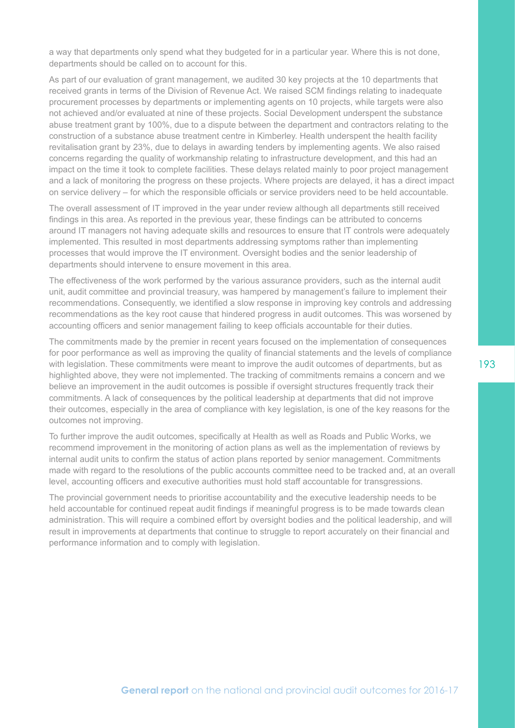a way that departments only spend what they budgeted for in a particular year. Where this is not done, departments should be called on to account for this.

As part of our evaluation of grant management, we audited 30 key projects at the 10 departments that received grants in terms of the Division of Revenue Act. We raised SCM findings relating to inadequate procurement processes by departments or implementing agents on 10 projects, while targets were also not achieved and/or evaluated at nine of these projects. Social Development underspent the substance abuse treatment grant by 100%, due to a dispute between the department and contractors relating to the construction of a substance abuse treatment centre in Kimberley. Health underspent the health facility revitalisation grant by 23%, due to delays in awarding tenders by implementing agents. We also raised concerns regarding the quality of workmanship relating to infrastructure development, and this had an impact on the time it took to complete facilities. These delays related mainly to poor project management and a lack of monitoring the progress on these projects. Where projects are delayed, it has a direct impact on service delivery – for which the responsible officials or service providers need to be held accountable.

The overall assessment of IT improved in the year under review although all departments still received findings in this area. As reported in the previous year, these findings can be attributed to concerns around IT managers not having adequate skills and resources to ensure that IT controls were adequately implemented. This resulted in most departments addressing symptoms rather than implementing processes that would improve the IT environment. Oversight bodies and the senior leadership of departments should intervene to ensure movement in this area.

The effectiveness of the work performed by the various assurance providers, such as the internal audit unit, audit committee and provincial treasury, was hampered by management's failure to implement their recommendations. Consequently, we identified a slow response in improving key controls and addressing recommendations as the key root cause that hindered progress in audit outcomes. This was worsened by accounting officers and senior management failing to keep officials accountable for their duties.

The commitments made by the premier in recent years focused on the implementation of consequences for poor performance as well as improving the quality of financial statements and the levels of compliance with legislation. These commitments were meant to improve the audit outcomes of departments, but as highlighted above, they were not implemented. The tracking of commitments remains a concern and we believe an improvement in the audit outcomes is possible if oversight structures frequently track their commitments. A lack of consequences by the political leadership at departments that did not improve their outcomes, especially in the area of compliance with key legislation, is one of the key reasons for the outcomes not improving.

To further improve the audit outcomes, specifically at Health as well as Roads and Public Works, we recommend improvement in the monitoring of action plans as well as the implementation of reviews by internal audit units to confirm the status of action plans reported by senior management. Commitments made with regard to the resolutions of the public accounts committee need to be tracked and, at an overall level, accounting officers and executive authorities must hold staff accountable for transgressions.

The provincial government needs to prioritise accountability and the executive leadership needs to be held accountable for continued repeat audit findings if meaningful progress is to be made towards clean administration. This will require a combined effort by oversight bodies and the political leadership, and will result in improvements at departments that continue to struggle to report accurately on their financial and performance information and to comply with legislation.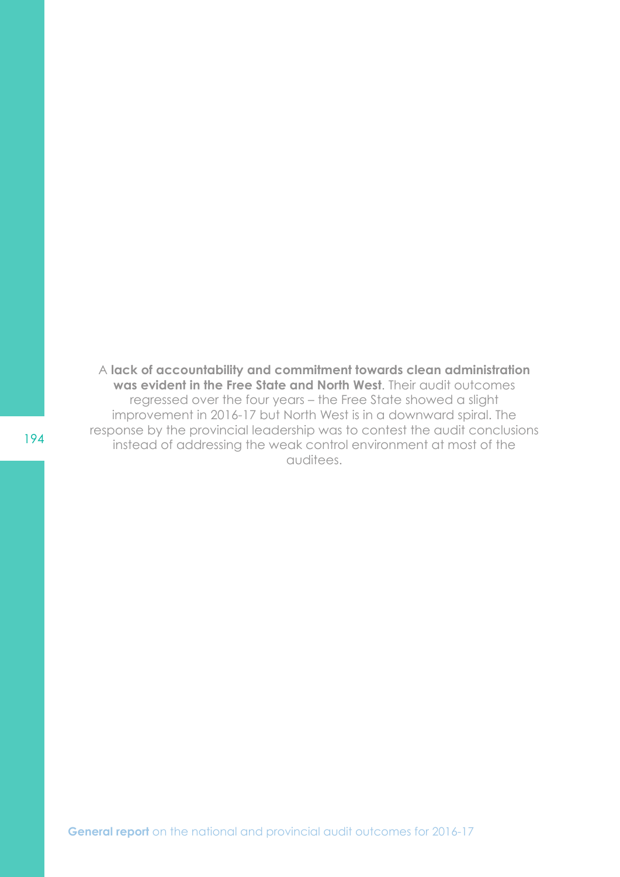A **lack of accountability and commitment towards clean administration was evident in the Free State and North West**. Their audit outcomes regressed over the four years – the Free State showed a slight improvement in 2016-17 but North West is in a downward spiral. The response by the provincial leadership was to contest the audit conclusions instead of addressing the weak control environment at most of the auditees.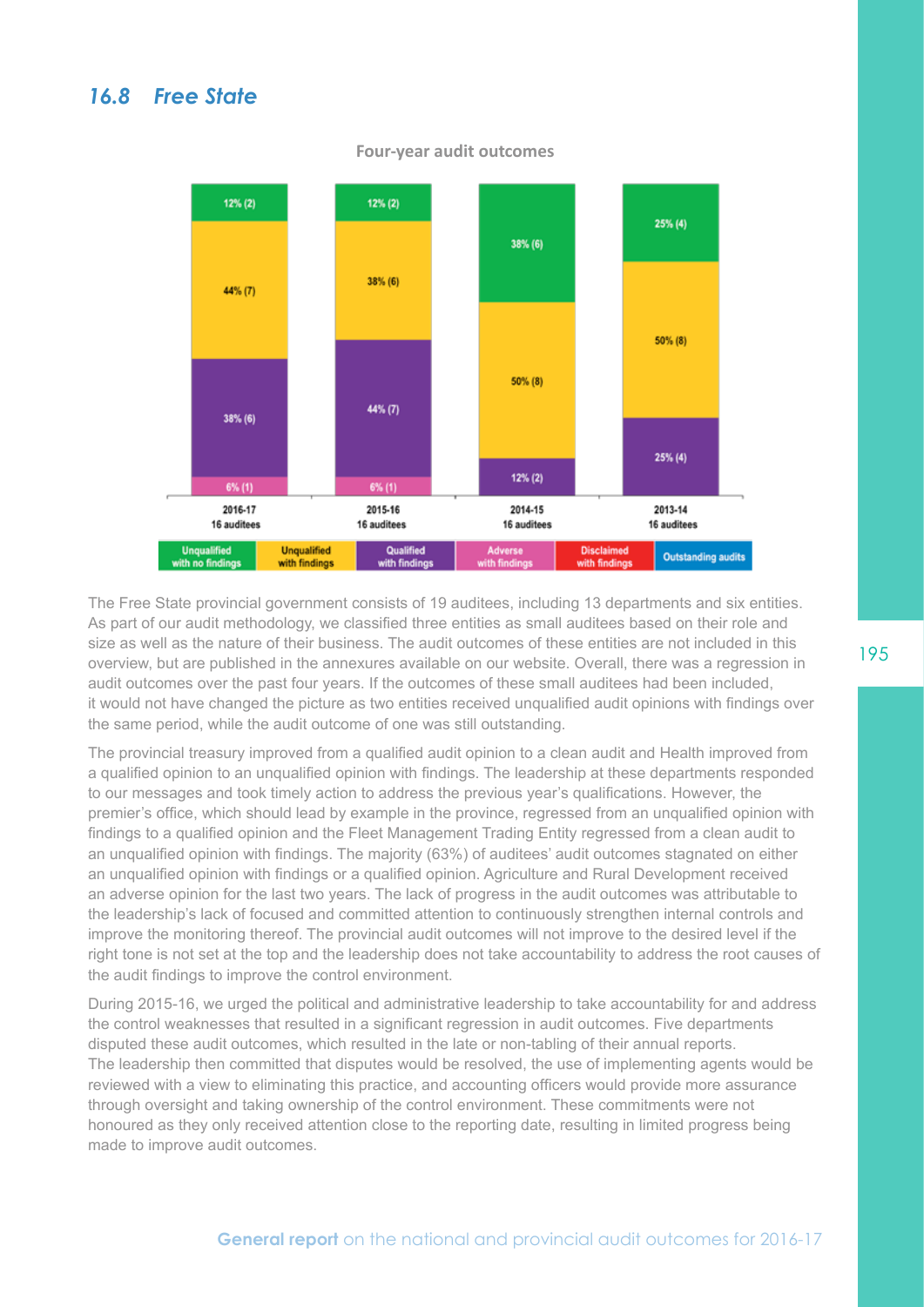## 16.8 Free State

**Four-year audit outcomes**

| | 2016-17 (16 auditees) | 2015-16 (16 auditees) | 2014-15 (16 auditees) | 2013-14 (16 auditees) |
|---|---|---|---|---|
| Unqualified with no findings | 12% (2) | 12% (2) | 38% (6) | 25% (4) |
| Unqualified with findings | 44% (7) | 38% (6) | 50% (8) | 50% (8) |
| Qualified with findings | 38% (6) | 44% (7) | 12% (2) | 25% (4) |
| Adverse with findings | 6% (1) | 6% (1) | | |
| Disclaimed with findings | | | | |
| Outstanding audits | | | | |

The Free State provincial government consists of 19 auditees, including 13 departments and six entities. As part of our audit methodology, we classified three entities as small auditees based on their role and size as well as the nature of their business. The audit outcomes of these entities are not included in this overview, but are published in the annexures available on our website. Overall, there was a regression in audit outcomes over the past four years. If the outcomes of these small auditees had been included, it would not have changed the picture as two entities received unqualified audit opinions with findings over the same period, while the audit outcome of one was still outstanding.

The provincial treasury improved from a qualified audit opinion to a clean audit and Health improved from a qualified opinion to an unqualified opinion with findings. The leadership at these departments responded to our messages and took timely action to address the previous year's qualifications. However, the premier's office, which should lead by example in the province, regressed from an unqualified opinion with findings to a qualified opinion and the Fleet Management Trading Entity regressed from a clean audit to an unqualified opinion with findings. The majority (63%) of auditees' audit outcomes stagnated on either an unqualified opinion with findings or a qualified opinion. Agriculture and Rural Development received an adverse opinion for the last two years. The lack of progress in the audit outcomes was attributable to the leadership's lack of focused and committed attention to continuously strengthen internal controls and improve the monitoring thereof. The provincial audit outcomes will not improve to the desired level if the right tone is not set at the top and the leadership does not take accountability to address the root causes of the audit findings to improve the control environment.

During 2015-16, we urged the political and administrative leadership to take accountability for and address the control weaknesses that resulted in a significant regression in audit outcomes. Five departments disputed these audit outcomes, which resulted in the late or non-tabling of their annual reports. The leadership then committed that disputes would be resolved, the use of implementing agents would be reviewed with a view to eliminating this practice, and accounting officers would provide more assurance through oversight and taking ownership of the control environment. These commitments were not honoured as they only received attention close to the reporting date, resulting in limited progress being made to improve audit outcomes.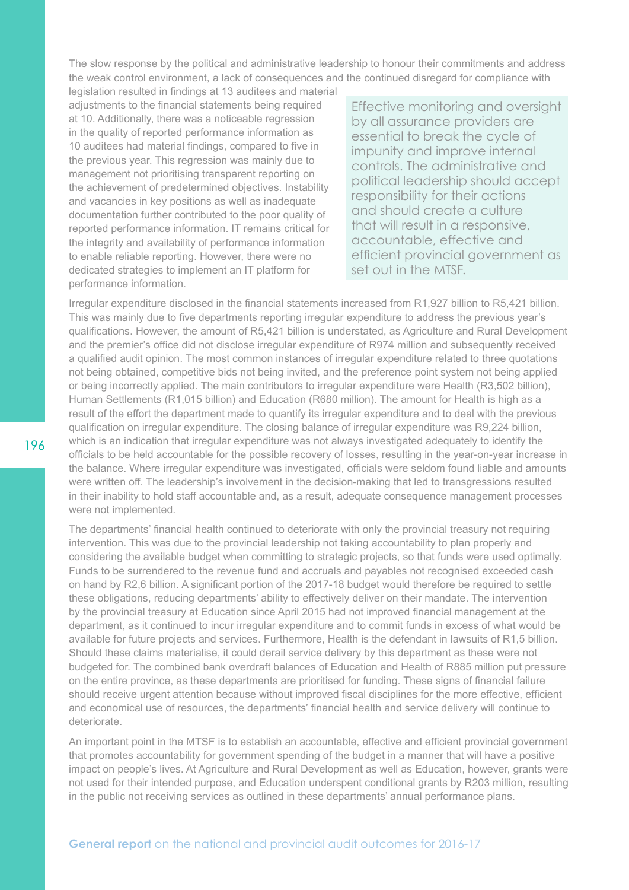The slow response by the political and administrative leadership to honour their commitments and address the weak control environment, a lack of consequences and the continued disregard for compliance with legislation resulted in findings at 13 auditees and material adjustments to the financial statements being required at 10. Additionally, there was a noticeable regression in the quality of reported performance information as 10 auditees had material findings, compared to five in the previous year. This regression was mainly due to management not prioritising transparent reporting on the achievement of predetermined objectives. Instability and vacancies in key positions as well as inadequate documentation further contributed to the poor quality of reported performance information. IT remains critical for the integrity and availability of performance information to enable reliable reporting. However, there were no dedicated strategies to implement an IT platform for performance information.

> Effective monitoring and oversight by all assurance providers are essential to break the cycle of impunity and improve internal controls. The administrative and political leadership should accept responsibility for their actions and should create a culture that will result in a responsive, accountable, effective and efficient provincial government as set out in the MTSF.

Irregular expenditure disclosed in the financial statements increased from R1,927 billion to R5,421 billion. This was mainly due to five departments reporting irregular expenditure to address the previous year's qualifications. However, the amount of R5,421 billion is understated, as Agriculture and Rural Development and the premier's office did not disclose irregular expenditure of R974 million and subsequently received a qualified audit opinion. The most common instances of irregular expenditure related to three quotations not being obtained, competitive bids not being invited, and the preference point system not being applied or being incorrectly applied. The main contributors to irregular expenditure were Health (R3,502 billion), Human Settlements (R1,015 billion) and Education (R680 million). The amount for Health is high as a result of the effort the department made to quantify its irregular expenditure and to deal with the previous qualification on irregular expenditure. The closing balance of irregular expenditure was R9,224 billion, which is an indication that irregular expenditure was not always investigated adequately to identify the officials to be held accountable for the possible recovery of losses, resulting in the year-on-year increase in the balance. Where irregular expenditure was investigated, officials were seldom found liable and amounts were written off. The leadership's involvement in the decision-making that led to transgressions resulted in their inability to hold staff accountable and, as a result, adequate consequence management processes were not implemented.

The departments' financial health continued to deteriorate with only the provincial treasury not requiring intervention. This was due to the provincial leadership not taking accountability to plan properly and considering the available budget when committing to strategic projects, so that funds were used optimally. Funds to be surrendered to the revenue fund and accruals and payables not recognised exceeded cash on hand by R2,6 billion. A significant portion of the 2017-18 budget would therefore be required to settle these obligations, reducing departments' ability to effectively deliver on their mandate. The intervention by the provincial treasury at Education since April 2015 had not improved financial management at the department, as it continued to incur irregular expenditure and to commit funds in excess of what would be available for future projects and services. Furthermore, Health is the defendant in lawsuits of R1,5 billion. Should these claims materialise, it could derail service delivery by this department as these were not budgeted for. The combined bank overdraft balances of Education and Health of R885 million put pressure on the entire province, as these departments are prioritised for funding. These signs of financial failure should receive urgent attention because without improved fiscal disciplines for the more effective, efficient and economical use of resources, the departments' financial health and service delivery will continue to deteriorate.

An important point in the MTSF is to establish an accountable, effective and efficient provincial government that promotes accountability for government spending of the budget in a manner that will have a positive impact on people's lives. At Agriculture and Rural Development as well as Education, however, grants were not used for their intended purpose, and Education underspent conditional grants by R203 million, resulting in the public not receiving services as outlined in these departments' annual performance plans.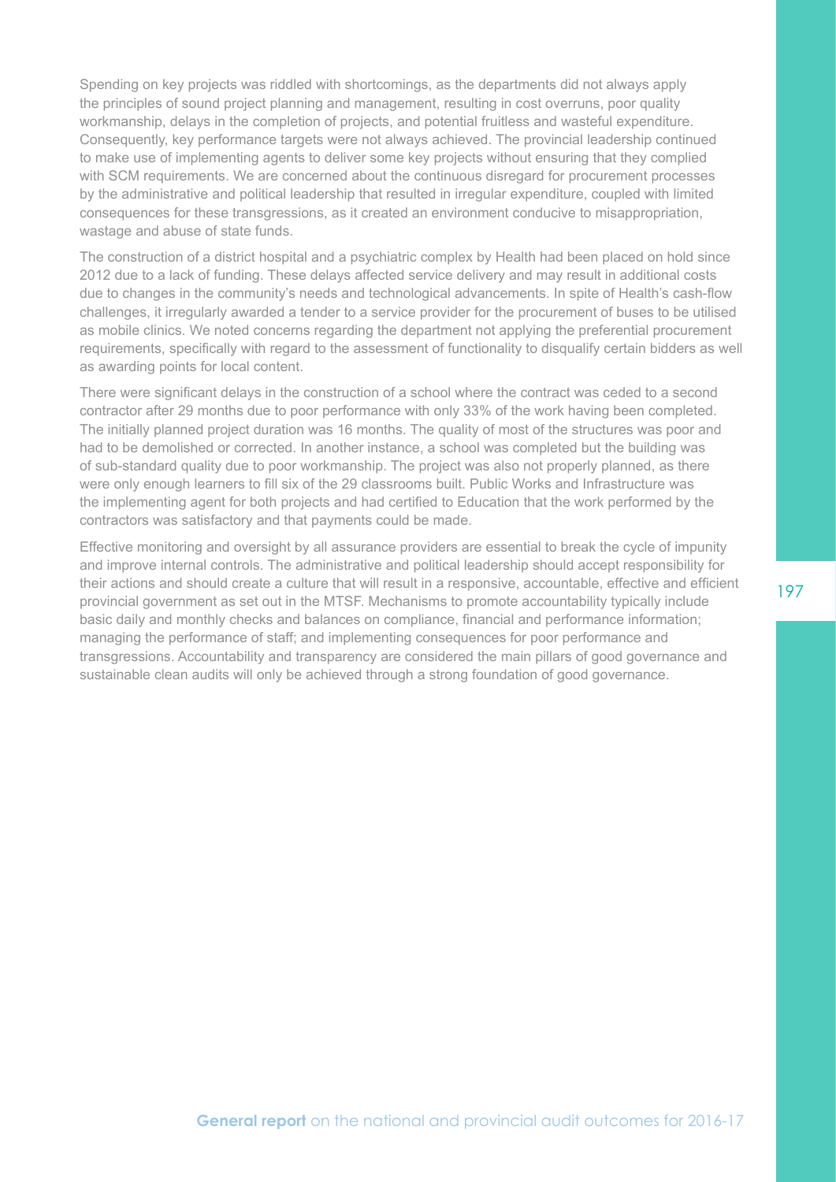Spending on key projects was riddled with shortcomings, as the departments did not always apply the principles of sound project planning and management, resulting in cost overruns, poor quality workmanship, delays in the completion of projects, and potential fruitless and wasteful expenditure. Consequently, key performance targets were not always achieved. The provincial leadership continued to make use of implementing agents to deliver some key projects without ensuring that they complied with SCM requirements. We are concerned about the continuous disregard for procurement processes by the administrative and political leadership that resulted in irregular expenditure, coupled with limited consequences for these transgressions, as it created an environment conducive to misappropriation, wastage and abuse of state funds.

The construction of a district hospital and a psychiatric complex by Health had been placed on hold since 2012 due to a lack of funding. These delays affected service delivery and may result in additional costs due to changes in the community's needs and technological advancements. In spite of Health's cash-flow challenges, it irregularly awarded a tender to a service provider for the procurement of buses to be utilised as mobile clinics. We noted concerns regarding the department not applying the preferential procurement requirements, specifically with regard to the assessment of functionality to disqualify certain bidders as well as awarding points for local content.

There were significant delays in the construction of a school where the contract was ceded to a second contractor after 29 months due to poor performance with only 33% of the work having been completed. The initially planned project duration was 16 months. The quality of most of the structures was poor and had to be demolished or corrected. In another instance, a school was completed but the building was of sub-standard quality due to poor workmanship. The project was also not properly planned, as there were only enough learners to fill six of the 29 classrooms built. Public Works and Infrastructure was the implementing agent for both projects and had certified to Education that the work performed by the contractors was satisfactory and that payments could be made.

Effective monitoring and oversight by all assurance providers are essential to break the cycle of impunity and improve internal controls. The administrative and political leadership should accept responsibility for their actions and should create a culture that will result in a responsive, accountable, effective and efficient provincial government as set out in the MTSF. Mechanisms to promote accountability typically include basic daily and monthly checks and balances on compliance, financial and performance information; managing the performance of staff; and implementing consequences for poor performance and transgressions. Accountability and transparency are considered the main pillars of good governance and sustainable clean audits will only be achieved through a strong foundation of good governance.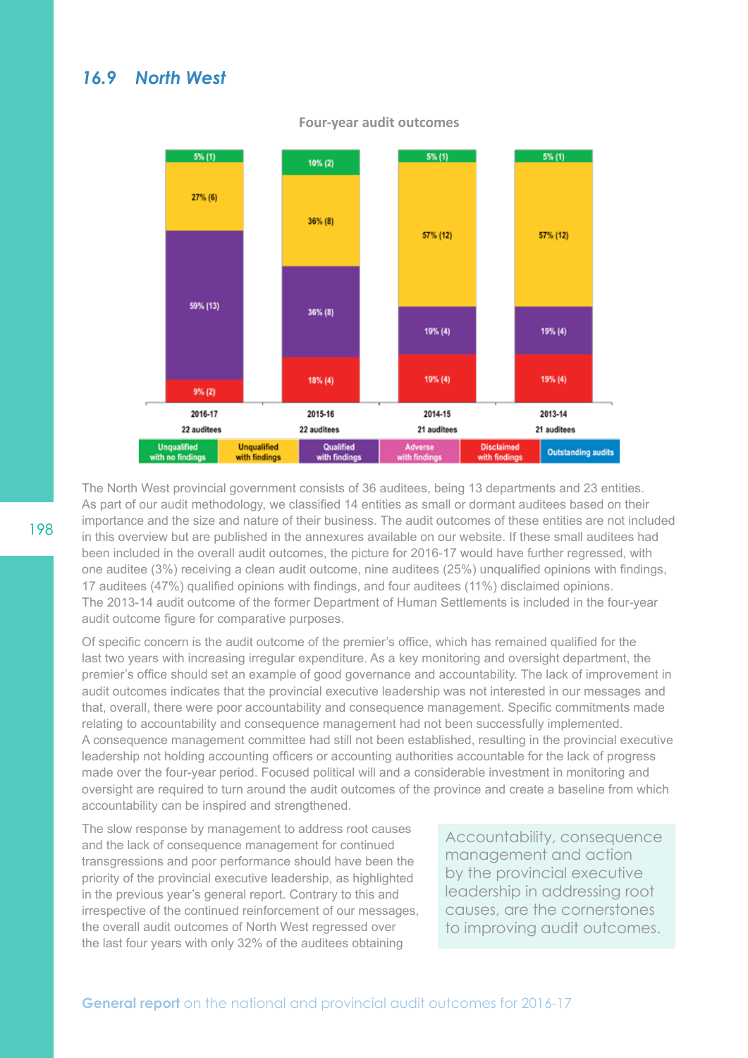## 16.9 North West

**Four-year audit outcomes**

| | 2016-17 (22 auditees) | 2015-16 (22 auditees) | 2014-15 (21 auditees) | 2013-14 (21 auditees) |
|---|---|---|---|---|
| Unqualified with no findings | 5% (1) | 10% (2) | 5% (1) | 5% (1) |
| Unqualified with findings | 27% (6) | 36% (8) | 57% (12) | 57% (12) |
| Qualified with findings | 59% (13) | 36% (8) | 19% (4) | 19% (4) |
| Adverse with findings | | | | |
| Disclaimed with findings | 9% (2) | 18% (4) | 19% (4) | 19% (4) |
| Outstanding audits | | | | |

The North West provincial government consists of 36 auditees, being 13 departments and 23 entities. As part of our audit methodology, we classified 14 entities as small or dormant auditees based on their importance and the size and nature of their business. The audit outcomes of these entities are not included in this overview but are published in the annexures available on our website. If these small auditees had been included in the overall audit outcomes, the picture for 2016-17 would have further regressed, with one auditee (3%) receiving a clean audit outcome, nine auditees (25%) unqualified opinions with findings, 17 auditees (47%) qualified opinions with findings, and four auditees (11%) disclaimed opinions. The 2013-14 audit outcome of the former Department of Human Settlements is included in the four-year audit outcome figure for comparative purposes.

Of specific concern is the audit outcome of the premier's office, which has remained qualified for the last two years with increasing irregular expenditure. As a key monitoring and oversight department, the premier's office should set an example of good governance and accountability. The lack of improvement in audit outcomes indicates that the provincial executive leadership was not interested in our messages and that, overall, there were poor accountability and consequence management. Specific commitments made relating to accountability and consequence management had not been successfully implemented. A consequence management committee had still not been established, resulting in the provincial executive leadership not holding accounting officers or accounting authorities accountable for the lack of progress made over the four-year period. Focused political will and a considerable investment in monitoring and oversight are required to turn around the audit outcomes of the province and create a baseline from which accountability can be inspired and strengthened.

> Accountability, consequence management and action by the provincial executive leadership in addressing root causes, are the cornerstones to improving audit outcomes.

The slow response by management to address root causes and the lack of consequence management for continued transgressions and poor performance should have been the priority of the provincial executive leadership, as highlighted in the previous year's general report. Contrary to this and irrespective of the continued reinforcement of our messages, the overall audit outcomes of North West regressed over the last four years with only 32% of the auditees obtaining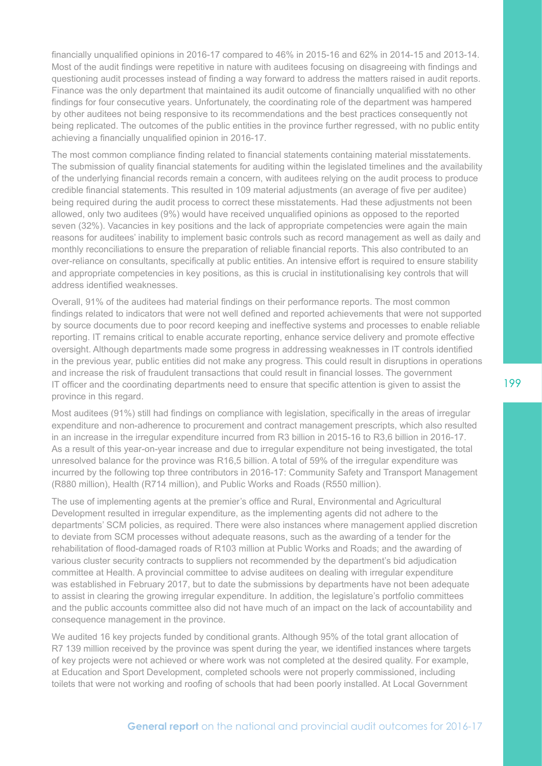financially unqualified opinions in 2016-17 compared to 46% in 2015-16 and 62% in 2014-15 and 2013-14. Most of the audit findings were repetitive in nature with auditees focusing on disagreeing with findings and questioning audit processes instead of finding a way forward to address the matters raised in audit reports. Finance was the only department that maintained its audit outcome of financially unqualified with no other findings for four consecutive years. Unfortunately, the coordinating role of the department was hampered by other auditees not being responsive to its recommendations and the best practices consequently not being replicated. The outcomes of the public entities in the province further regressed, with no public entity achieving a financially unqualified opinion in 2016-17.

The most common compliance finding related to financial statements containing material misstatements. The submission of quality financial statements for auditing within the legislated timelines and the availability of the underlying financial records remain a concern, with auditees relying on the audit process to produce credible financial statements. This resulted in 109 material adjustments (an average of five per auditee) being required during the audit process to correct these misstatements. Had these adjustments not been allowed, only two auditees (9%) would have received unqualified opinions as opposed to the reported seven (32%). Vacancies in key positions and the lack of appropriate competencies were again the main reasons for auditees' inability to implement basic controls such as record management as well as daily and monthly reconciliations to ensure the preparation of reliable financial reports. This also contributed to an over-reliance on consultants, specifically at public entities. An intensive effort is required to ensure stability and appropriate competencies in key positions, as this is crucial in institutionalising key controls that will address identified weaknesses.

Overall, 91% of the auditees had material findings on their performance reports. The most common findings related to indicators that were not well defined and reported achievements that were not supported by source documents due to poor record keeping and ineffective systems and processes to enable reliable reporting. IT remains critical to enable accurate reporting, enhance service delivery and promote effective oversight. Although departments made some progress in addressing weaknesses in IT controls identified in the previous year, public entities did not make any progress. This could result in disruptions in operations and increase the risk of fraudulent transactions that could result in financial losses. The government IT officer and the coordinating departments need to ensure that specific attention is given to assist the province in this regard.

Most auditees (91%) still had findings on compliance with legislation, specifically in the areas of irregular expenditure and non-adherence to procurement and contract management prescripts, which also resulted in an increase in the irregular expenditure incurred from R3 billion in 2015-16 to R3,6 billion in 2016-17. As a result of this year-on-year increase and due to irregular expenditure not being investigated, the total unresolved balance for the province was R16,5 billion. A total of 59% of the irregular expenditure was incurred by the following top three contributors in 2016-17: Community Safety and Transport Management (R880 million), Health (R714 million), and Public Works and Roads (R550 million).

The use of implementing agents at the premier's office and Rural, Environmental and Agricultural Development resulted in irregular expenditure, as the implementing agents did not adhere to the departments' SCM policies, as required. There were also instances where management applied discretion to deviate from SCM processes without adequate reasons, such as the awarding of a tender for the rehabilitation of flood-damaged roads of R103 million at Public Works and Roads; and the awarding of various cluster security contracts to suppliers not recommended by the department's bid adjudication committee at Health. A provincial committee to advise auditees on dealing with irregular expenditure was established in February 2017, but to date the submissions by departments have not been adequate to assist in clearing the growing irregular expenditure. In addition, the legislature's portfolio committees and the public accounts committee also did not have much of an impact on the lack of accountability and consequence management in the province.

We audited 16 key projects funded by conditional grants. Although 95% of the total grant allocation of R7 139 million received by the province was spent during the year, we identified instances where targets of key projects were not achieved or where work was not completed at the desired quality. For example, at Education and Sport Development, completed schools were not properly commissioned, including toilets that were not working and roofing of schools that had been poorly installed. At Local Government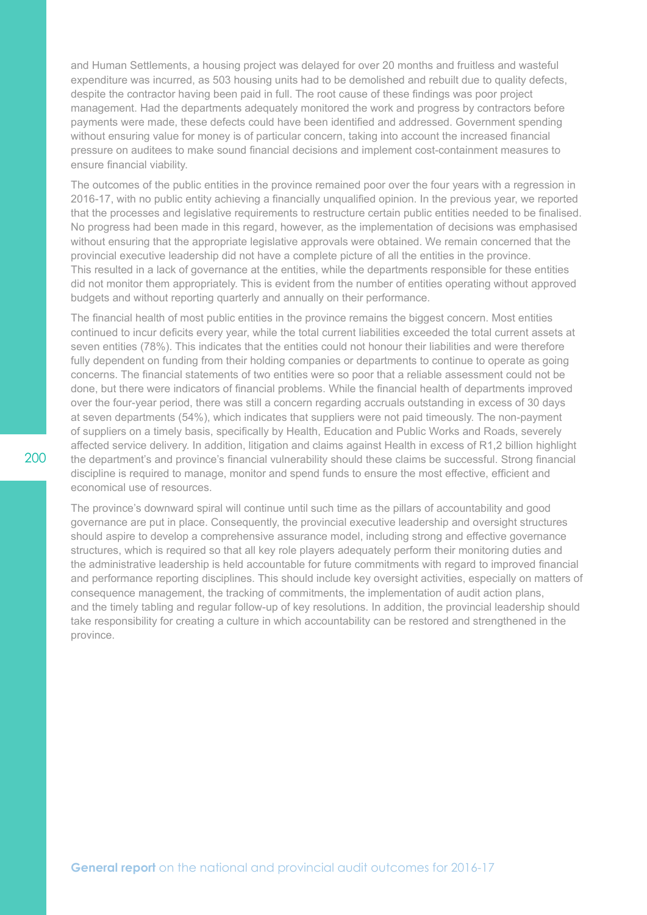and Human Settlements, a housing project was delayed for over 20 months and fruitless and wasteful expenditure was incurred, as 503 housing units had to be demolished and rebuilt due to quality defects, despite the contractor having been paid in full. The root cause of these findings was poor project management. Had the departments adequately monitored the work and progress by contractors before payments were made, these defects could have been identified and addressed. Government spending without ensuring value for money is of particular concern, taking into account the increased financial pressure on auditees to make sound financial decisions and implement cost-containment measures to ensure financial viability.

The outcomes of the public entities in the province remained poor over the four years with a regression in 2016-17, with no public entity achieving a financially unqualified opinion. In the previous year, we reported that the processes and legislative requirements to restructure certain public entities needed to be finalised. No progress had been made in this regard, however, as the implementation of decisions was emphasised without ensuring that the appropriate legislative approvals were obtained. We remain concerned that the provincial executive leadership did not have a complete picture of all the entities in the province. This resulted in a lack of governance at the entities, while the departments responsible for these entities did not monitor them appropriately. This is evident from the number of entities operating without approved budgets and without reporting quarterly and annually on their performance.

The financial health of most public entities in the province remains the biggest concern. Most entities continued to incur deficits every year, while the total current liabilities exceeded the total current assets at seven entities (78%). This indicates that the entities could not honour their liabilities and were therefore fully dependent on funding from their holding companies or departments to continue to operate as going concerns. The financial statements of two entities were so poor that a reliable assessment could not be done, but there were indicators of financial problems. While the financial health of departments improved over the four-year period, there was still a concern regarding accruals outstanding in excess of 30 days at seven departments (54%), which indicates that suppliers were not paid timeously. The non-payment of suppliers on a timely basis, specifically by Health, Education and Public Works and Roads, severely affected service delivery. In addition, litigation and claims against Health in excess of R1,2 billion highlight the department's and province's financial vulnerability should these claims be successful. Strong financial discipline is required to manage, monitor and spend funds to ensure the most effective, efficient and economical use of resources.

The province's downward spiral will continue until such time as the pillars of accountability and good governance are put in place. Consequently, the provincial executive leadership and oversight structures should aspire to develop a comprehensive assurance model, including strong and effective governance structures, which is required so that all key role players adequately perform their monitoring duties and the administrative leadership is held accountable for future commitments with regard to improved financial and performance reporting disciplines. This should include key oversight activities, especially on matters of consequence management, the tracking of commitments, the implementation of audit action plans, and the timely tabling and regular follow-up of key resolutions. In addition, the provincial leadership should take responsibility for creating a culture in which accountability can be restored and strengthened in the province.